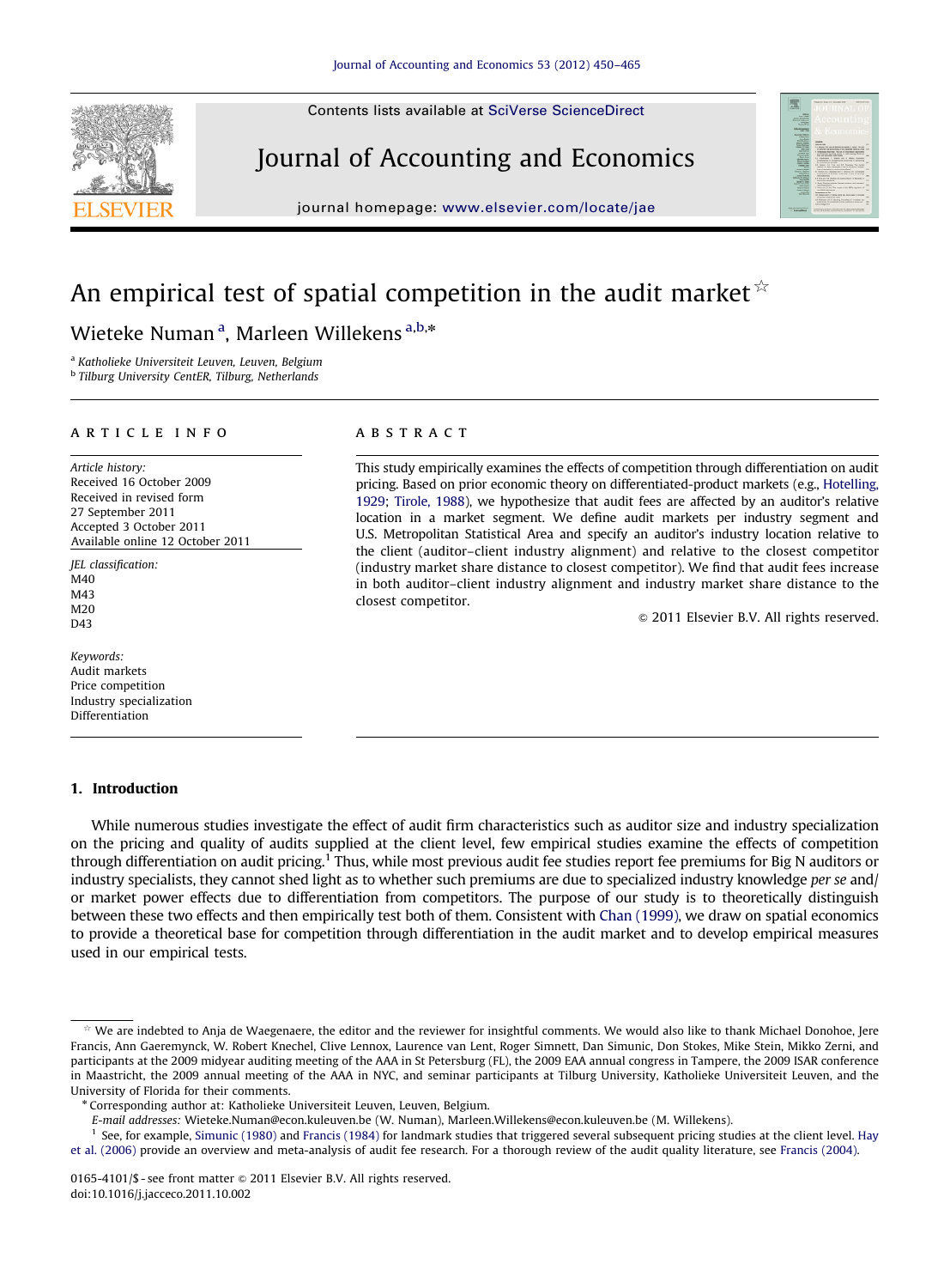Contents lists available at SciVerse ScienceDirect

# Journal of Accounting and Economics

journal homepage: www.elsevier.com/locate/jae

# An empirical test of spatial competition in the audit market ☆

Wieteke Numan [a], Marleen Willekens [a,b,*]

[a] Katholieke Universiteit Leuven, Leuven, Belgium

[b] Tilburg University CentER, Tilburg, Netherlands

## ARTICLE INFO

*Article history:*
Received 16 October 2009
Received in revised form
27 September 2011
Accepted 3 October 2011
Available online 12 October 2011

*JEL classification:*
M40
M43
M20
D43

*Keywords:*
Audit markets
Price competition
Industry specialization
Differentiation

## ABSTRACT

This study empirically examines the effects of competition through differentiation on audit pricing. Based on prior economic theory on differentiated-product markets (e.g., Hotelling, 1929; Tirole, 1988), we hypothesize that audit fees are affected by an auditor's relative location in a market segment. We define audit markets per industry segment and U.S. Metropolitan Statistical Area and specify an auditor's industry location relative to the client (auditor–client industry alignment) and relative to the closest competitor (industry market share distance to closest competitor). We find that audit fees increase in both auditor–client industry alignment and industry market share distance to the closest competitor.

© 2011 Elsevier B.V. All rights reserved.

## 1. Introduction

While numerous studies investigate the effect of audit firm characteristics such as auditor size and industry specialization on the pricing and quality of audits supplied at the client level, few empirical studies examine the effects of competition through differentiation on audit pricing.[1] Thus, while most previous audit fee studies report fee premiums for Big N auditors or industry specialists, they cannot shed light as to whether such premiums are due to specialized industry knowledge *per se* and/or market power effects due to differentiation from competitors. The purpose of our study is to theoretically distinguish between these two effects and then empirically test both of them. Consistent with Chan (1999), we draw on spatial economics to provide a theoretical base for competition through differentiation in the audit market and to develop empirical measures used in our empirical tests.

---

☆ We are indebted to Anja de Waegenaere, the editor and the reviewer for insightful comments. We would also like to thank Michael Donohoe, Jere Francis, Ann Gaeremynck, W. Robert Knechel, Clive Lennox, Laurence van Lent, Roger Simnett, Dan Simunic, Don Stokes, Mike Stein, Mikko Zerni, and participants at the 2009 midyear auditing meeting of the AAA in St Petersburg (FL), the 2009 EAA annual congress in Tampere, the 2009 ISAR conference in Maastricht, the 2009 annual meeting of the AAA in NYC, and seminar participants at Tilburg University, Katholieke Universiteit Leuven, and the University of Florida for their comments.

\* Corresponding author at: Katholieke Universiteit Leuven, Leuven, Belgium.

*E-mail addresses:* Wieteke.Numan@econ.kuleuven.be (W. Numan), Marleen.Willekens@econ.kuleuven.be (M. Willekens).

[1] See, for example, Simunic (1980) and Francis (1984) for landmark studies that triggered several subsequent pricing studies at the client level. Hay et al. (2006) provide an overview and meta-analysis of audit fee research. For a thorough review of the audit quality literature, see Francis (2004).

0165-4101/$ - see front matter © 2011 Elsevier B.V. All rights reserved.
doi:10.1016/j.jacceco.2011.10.002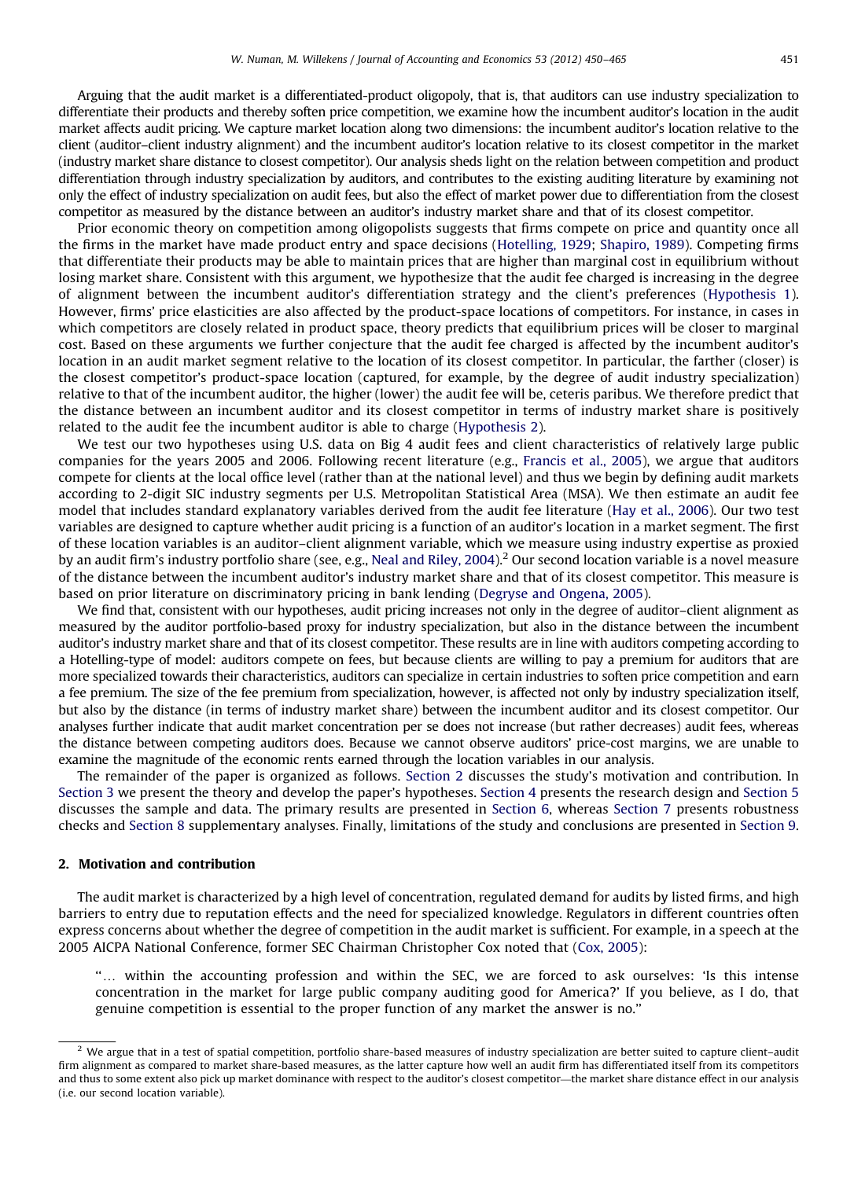Arguing that the audit market is a differentiated-product oligopoly, that is, that auditors can use industry specialization to differentiate their products and thereby soften price competition, we examine how the incumbent auditor's location in the audit market affects audit pricing. We capture market location along two dimensions: the incumbent auditor's location relative to the client (auditor–client industry alignment) and the incumbent auditor's location relative to its closest competitor in the market (industry market share distance to closest competitor). Our analysis sheds light on the relation between competition and product differentiation through industry specialization by auditors, and contributes to the existing auditing literature by examining not only the effect of industry specialization on audit fees, but also the effect of market power due to differentiation from the closest competitor as measured by the distance between an auditor's industry market share and that of its closest competitor.

Prior economic theory on competition among oligopolists suggests that firms compete on price and quantity once all the firms in the market have made product entry and space decisions (Hotelling, 1929; Shapiro, 1989). Competing firms that differentiate their products may be able to maintain prices that are higher than marginal cost in equilibrium without losing market share. Consistent with this argument, we hypothesize that the audit fee charged is increasing in the degree of alignment between the incumbent auditor's differentiation strategy and the client's preferences (Hypothesis 1). However, firms' price elasticities are also affected by the product-space locations of competitors. For instance, in cases in which competitors are closely related in product space, theory predicts that equilibrium prices will be closer to marginal cost. Based on these arguments we further conjecture that the audit fee charged is affected by the incumbent auditor's location in an audit market segment relative to the location of its closest competitor. In particular, the farther (closer) is the closest competitor's product-space location (captured, for example, by the degree of audit industry specialization) relative to that of the incumbent auditor, the higher (lower) the audit fee will be, ceteris paribus. We therefore predict that the distance between an incumbent auditor and its closest competitor in terms of industry market share is positively related to the audit fee the incumbent auditor is able to charge (Hypothesis 2).

We test our two hypotheses using U.S. data on Big 4 audit fees and client characteristics of relatively large public companies for the years 2005 and 2006. Following recent literature (e.g., Francis et al., 2005), we argue that auditors compete for clients at the local office level (rather than at the national level) and thus we begin by defining audit markets according to 2-digit SIC industry segments per U.S. Metropolitan Statistical Area (MSA). We then estimate an audit fee model that includes standard explanatory variables derived from the audit fee literature (Hay et al., 2006). Our two test variables are designed to capture whether audit pricing is a function of an auditor's location in a market segment. The first of these location variables is an auditor–client alignment variable, which we measure using industry expertise as proxied by an audit firm's industry portfolio share (see, e.g., Neal and Riley, 2004).[2] Our second location variable is a novel measure of the distance between the incumbent auditor's industry market share and that of its closest competitor. This measure is based on prior literature on discriminatory pricing in bank lending (Degryse and Ongena, 2005).

We find that, consistent with our hypotheses, audit pricing increases not only in the degree of auditor–client alignment as measured by the auditor portfolio-based proxy for industry specialization, but also in the distance between the incumbent auditor's industry market share and that of its closest competitor. These results are in line with auditors competing according to a Hotelling-type of model: auditors compete on fees, but because clients are willing to pay a premium for auditors that are more specialized towards their characteristics, auditors can specialize in certain industries to soften price competition and earn a fee premium. The size of the fee premium from specialization, however, is affected not only by industry specialization itself, but also by the distance (in terms of industry market share) between the incumbent auditor and its closest competitor. Our analyses further indicate that audit market concentration per se does not increase (but rather decreases) audit fees, whereas the distance between competing auditors does. Because we cannot observe auditors' price-cost margins, we are unable to examine the magnitude of the economic rents earned through the location variables in our analysis.

The remainder of the paper is organized as follows. Section 2 discusses the study's motivation and contribution. In Section 3 we present the theory and develop the paper's hypotheses. Section 4 presents the research design and Section 5 discusses the sample and data. The primary results are presented in Section 6, whereas Section 7 presents robustness checks and Section 8 supplementary analyses. Finally, limitations of the study and conclusions are presented in Section 9.

## 2. Motivation and contribution

The audit market is characterized by a high level of concentration, regulated demand for audits by listed firms, and high barriers to entry due to reputation effects and the need for specialized knowledge. Regulators in different countries often express concerns about whether the degree of competition in the audit market is sufficient. For example, in a speech at the 2005 AICPA National Conference, former SEC Chairman Christopher Cox noted that (Cox, 2005):

> "… within the accounting profession and within the SEC, we are forced to ask ourselves: 'Is this intense concentration in the market for large public company auditing good for America?' If you believe, as I do, that genuine competition is essential to the proper function of any market the answer is no."

---

[2] We argue that in a test of spatial competition, portfolio share-based measures of industry specialization are better suited to capture client–audit firm alignment as compared to market share-based measures, as the latter capture how well an audit firm has differentiated itself from its competitors and thus to some extent also pick up market dominance with respect to the auditor's closest competitor—the market share distance effect in our analysis (i.e. our second location variable).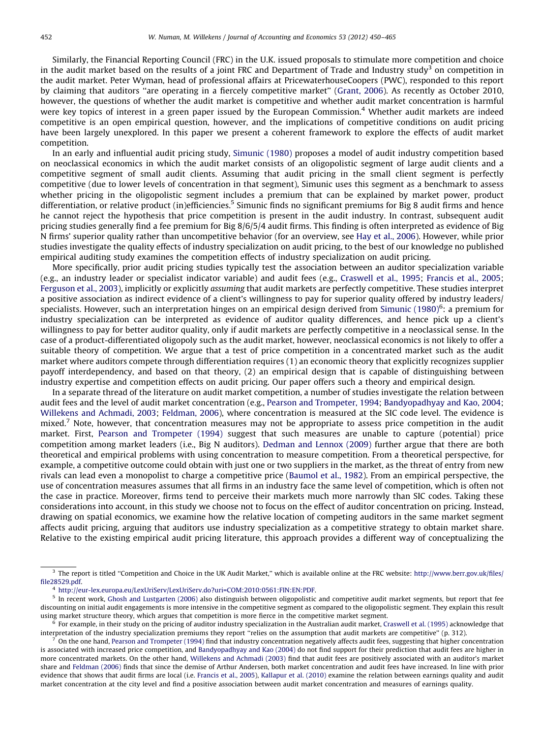Similarly, the Financial Reporting Council (FRC) in the U.K. issued proposals to stimulate more competition and choice in the audit market based on the results of a joint FRC and Department of Trade and Industry study[3] on competition in the audit market. Peter Wyman, head of professional affairs at PricewaterhouseCoopers (PWC), responded to this report by claiming that auditors ''are operating in a fiercely competitive market'' (Grant, 2006). As recently as October 2010, however, the questions of whether the audit market is competitive and whether audit market concentration is harmful were key topics of interest in a green paper issued by the European Commission.[4] Whether audit markets are indeed competitive is an open empirical question, however, and the implications of competitive conditions on audit pricing have been largely unexplored. In this paper we present a coherent framework to explore the effects of audit market competition.

In an early and influential audit pricing study, Simunic (1980) proposes a model of audit industry competition based on neoclassical economics in which the audit market consists of an oligopolistic segment of large audit clients and a competitive segment of small audit clients. Assuming that audit pricing in the small client segment is perfectly competitive (due to lower levels of concentration in that segment), Simunic uses this segment as a benchmark to assess whether pricing in the oligopolistic segment includes a premium that can be explained by market power, product differentiation, or relative product (in)efficiencies.[5] Simunic finds no significant premiums for Big 8 audit firms and hence he cannot reject the hypothesis that price competition is present in the audit industry. In contrast, subsequent audit pricing studies generally find a fee premium for Big 8/6/5/4 audit firms. This finding is often interpreted as evidence of Big N firms' superior quality rather than uncompetitive behavior (for an overview, see Hay et al., 2006). However, while prior studies investigate the quality effects of industry specialization on audit pricing, to the best of our knowledge no published empirical auditing study examines the competition effects of industry specialization on audit pricing.

More specifically, prior audit pricing studies typically test the association between an auditor specialization variable (e.g., an industry leader or specialist indicator variable) and audit fees (e.g., Craswell et al., 1995; Francis et al., 2005; Ferguson et al., 2003), implicitly or explicitly *assuming* that audit markets are perfectly competitive. These studies interpret a positive association as indirect evidence of a client's willingness to pay for superior quality offered by industry leaders/specialists. However, such an interpretation hinges on an empirical design derived from Simunic (1980)[6]: a premium for industry specialization can be interpreted as evidence of auditor quality differences, and hence pick up a client's willingness to pay for better auditor quality, only if audit markets are perfectly competitive in a neoclassical sense. In the case of a product-differentiated oligopoly such as the audit market, however, neoclassical economics is not likely to offer a suitable theory of competition. We argue that a test of price competition in a concentrated market such as the audit market where auditors compete through differentiation requires (1) an economic theory that explicitly recognizes supplier payoff interdependency, and based on that theory, (2) an empirical design that is capable of distinguishing between industry expertise and competition effects on audit pricing. Our paper offers such a theory and empirical design.

In a separate thread of the literature on audit market competition, a number of studies investigate the relation between audit fees and the level of audit market concentration (e.g., Pearson and Trompeter, 1994; Bandyopadhyay and Kao, 2004; Willekens and Achmadi, 2003; Feldman, 2006), where concentration is measured at the SIC code level. The evidence is mixed.[7] Note, however, that concentration measures may not be appropriate to assess price competition in the audit market. First, Pearson and Trompeter (1994) suggest that such measures are unable to capture (potential) price competition among market leaders (i.e., Big N auditors). Dedman and Lennox (2009) further argue that there are both theoretical and empirical problems with using concentration to measure competition. From a theoretical perspective, for example, a competitive outcome could obtain with just one or two suppliers in the market, as the threat of entry from new rivals can lead even a monopolist to charge a competitive price (Baumol et al., 1982). From an empirical perspective, the use of concentration measures assumes that all firms in an industry face the same level of competition, which is often not the case in practice. Moreover, firms tend to perceive their markets much more narrowly than SIC codes. Taking these considerations into account, in this study we choose not to focus on the effect of auditor concentration on pricing. Instead, drawing on spatial economics, we examine how the relative location of competing auditors in the same market segment affects audit pricing, arguing that auditors use industry specialization as a competitive strategy to obtain market share. Relative to the existing empirical audit pricing literature, this approach provides a different way of conceptualizing the

---

[3] The report is titled ''Competition and Choice in the UK Audit Market,'' which is available online at the FRC website: http://www.berr.gov.uk/files/file28529.pdf.

[4] http://eur-lex.europa.eu/LexUriServ/LexUriServ.do?uri=COM:2010:0561:FIN:EN:PDF.

[5] In recent work, Ghosh and Lustgarten (2006) also distinguish between oligopolistic and competitive audit market segments, but report that fee discounting on initial audit engagements is more intensive in the competitive segment as compared to the oligopolistic segment. They explain this result using market structure theory, which argues that competition is more fierce in the competitive market segment.

[6] For example, in their study on the pricing of auditor industry specialization in the Australian audit market, Craswell et al. (1995) acknowledge that interpretation of the industry specialization premiums they report ''relies on the assumption that audit markets are competitive'' (p. 312).

[7] On the one hand, Pearson and Trompeter (1994) find that industry concentration negatively affects audit fees, suggesting that higher concentration is associated with increased price competition, and Bandyopadhyay and Kao (2004) do not find support for their prediction that audit fees are higher in more concentrated markets. On the other hand, Willekens and Achmadi (2003) find that audit fees are positively associated with an auditor's market share and Feldman (2006) finds that since the demise of Arthur Andersen, both market concentration and audit fees have increased. In line with prior evidence that shows that audit firms are local (i.e. Francis et al., 2005), Kallapur et al. (2010) examine the relation between earnings quality and audit market concentration at the city level and find a positive association between audit market concentration and measures of earnings quality.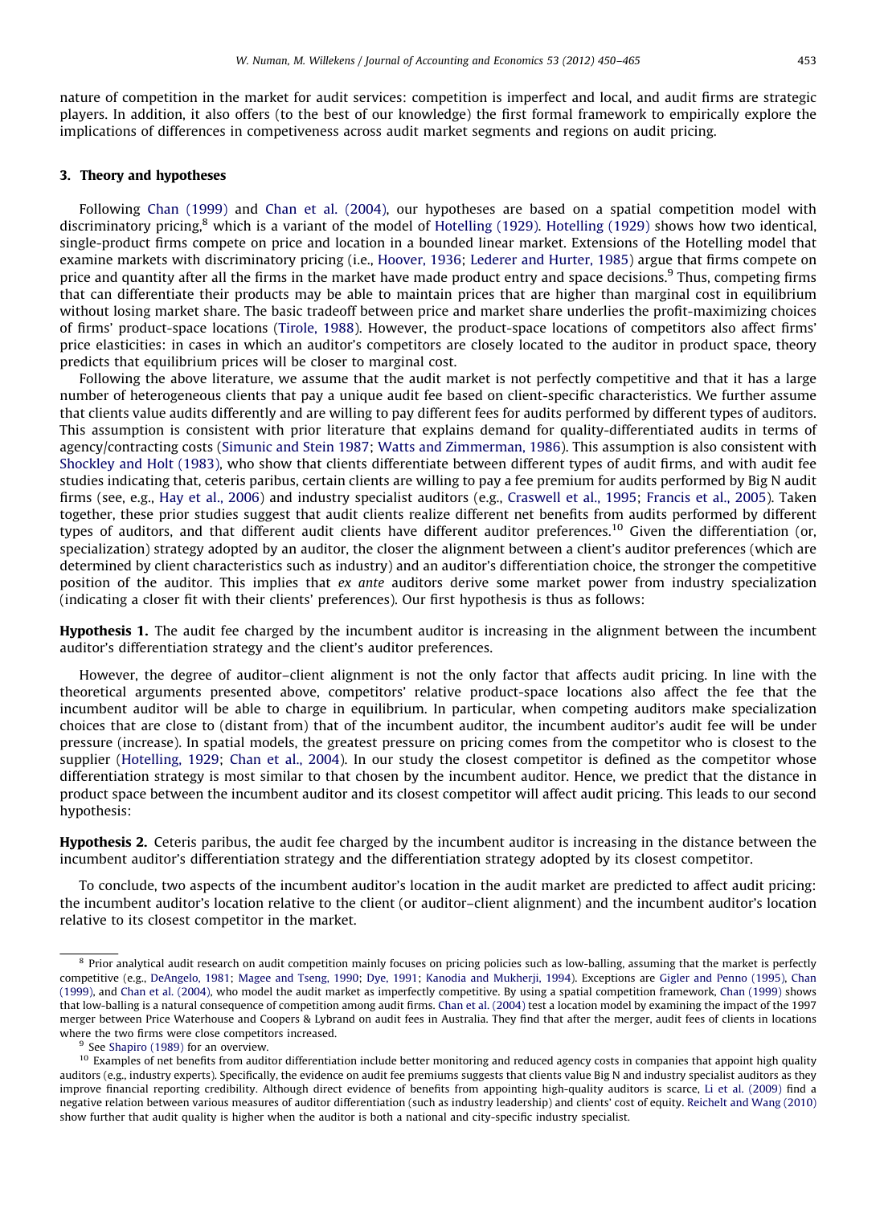nature of competition in the market for audit services: competition is imperfect and local, and audit firms are strategic players. In addition, it also offers (to the best of our knowledge) the first formal framework to empirically explore the implications of differences in competiveness across audit market segments and regions on audit pricing.

## 3. Theory and hypotheses

Following Chan (1999) and Chan et al. (2004), our hypotheses are based on a spatial competition model with discriminatory pricing,[8] which is a variant of the model of Hotelling (1929). Hotelling (1929) shows how two identical, single-product firms compete on price and location in a bounded linear market. Extensions of the Hotelling model that examine markets with discriminatory pricing (i.e., Hoover, 1936; Lederer and Hurter, 1985) argue that firms compete on price and quantity after all the firms in the market have made product entry and space decisions.[9] Thus, competing firms that can differentiate their products may be able to maintain prices that are higher than marginal cost in equilibrium without losing market share. The basic tradeoff between price and market share underlies the profit-maximizing choices of firms' product-space locations (Tirole, 1988). However, the product-space locations of competitors also affect firms' price elasticities: in cases in which an auditor's competitors are closely located to the auditor in product space, theory predicts that equilibrium prices will be closer to marginal cost.

Following the above literature, we assume that the audit market is not perfectly competitive and that it has a large number of heterogeneous clients that pay a unique audit fee based on client-specific characteristics. We further assume that clients value audits differently and are willing to pay different fees for audits performed by different types of auditors. This assumption is consistent with prior literature that explains demand for quality-differentiated audits in terms of agency/contracting costs (Simunic and Stein 1987; Watts and Zimmerman, 1986). This assumption is also consistent with Shockley and Holt (1983), who show that clients differentiate between different types of audit firms, and with audit fee studies indicating that, ceteris paribus, certain clients are willing to pay a fee premium for audits performed by Big N audit firms (see, e.g., Hay et al., 2006) and industry specialist auditors (e.g., Craswell et al., 1995; Francis et al., 2005). Taken together, these prior studies suggest that audit clients realize different net benefits from audits performed by different types of auditors, and that different audit clients have different auditor preferences.[10] Given the differentiation (or, specialization) strategy adopted by an auditor, the closer the alignment between a client's auditor preferences (which are determined by client characteristics such as industry) and an auditor's differentiation choice, the stronger the competitive position of the auditor. This implies that *ex ante* auditors derive some market power from industry specialization (indicating a closer fit with their clients' preferences). Our first hypothesis is thus as follows:

**Hypothesis 1.** The audit fee charged by the incumbent auditor is increasing in the alignment between the incumbent auditor's differentiation strategy and the client's auditor preferences.

However, the degree of auditor–client alignment is not the only factor that affects audit pricing. In line with the theoretical arguments presented above, competitors' relative product-space locations also affect the fee that the incumbent auditor will be able to charge in equilibrium. In particular, when competing auditors make specialization choices that are close to (distant from) that of the incumbent auditor, the incumbent auditor's audit fee will be under pressure (increase). In spatial models, the greatest pressure on pricing comes from the competitor who is closest to the supplier (Hotelling, 1929; Chan et al., 2004). In our study the closest competitor is defined as the competitor whose differentiation strategy is most similar to that chosen by the incumbent auditor. Hence, we predict that the distance in product space between the incumbent auditor and its closest competitor will affect audit pricing. This leads to our second hypothesis:

**Hypothesis 2.** Ceteris paribus, the audit fee charged by the incumbent auditor is increasing in the distance between the incumbent auditor's differentiation strategy and the differentiation strategy adopted by its closest competitor.

To conclude, two aspects of the incumbent auditor's location in the audit market are predicted to affect audit pricing: the incumbent auditor's location relative to the client (or auditor–client alignment) and the incumbent auditor's location relative to its closest competitor in the market.

---

[8] Prior analytical audit research on audit competition mainly focuses on pricing policies such as low-balling, assuming that the market is perfectly competitive (e.g., DeAngelo, 1981; Magee and Tseng, 1990; Dye, 1991; Kanodia and Mukherji, 1994). Exceptions are Gigler and Penno (1995), Chan (1999), and Chan et al. (2004), who model the audit market as imperfectly competitive. By using a spatial competition framework, Chan (1999) shows that low-balling is a natural consequence of competition among audit firms. Chan et al. (2004) test a location model by examining the impact of the 1997 merger between Price Waterhouse and Coopers & Lybrand on audit fees in Australia. They find that after the merger, audit fees of clients in locations where the two firms were close competitors increased.

[9] See Shapiro (1989) for an overview.

[10] Examples of net benefits from auditor differentiation include better monitoring and reduced agency costs in companies that appoint high quality auditors (e.g., industry experts). Specifically, the evidence on audit fee premiums suggests that clients value Big N and industry specialist auditors as they improve financial reporting credibility. Although direct evidence of benefits from appointing high-quality auditors is scarce, Li et al. (2009) find a negative relation between various measures of auditor differentiation (such as industry leadership) and clients' cost of equity. Reichelt and Wang (2010) show further that audit quality is higher when the auditor is both a national and city-specific industry specialist.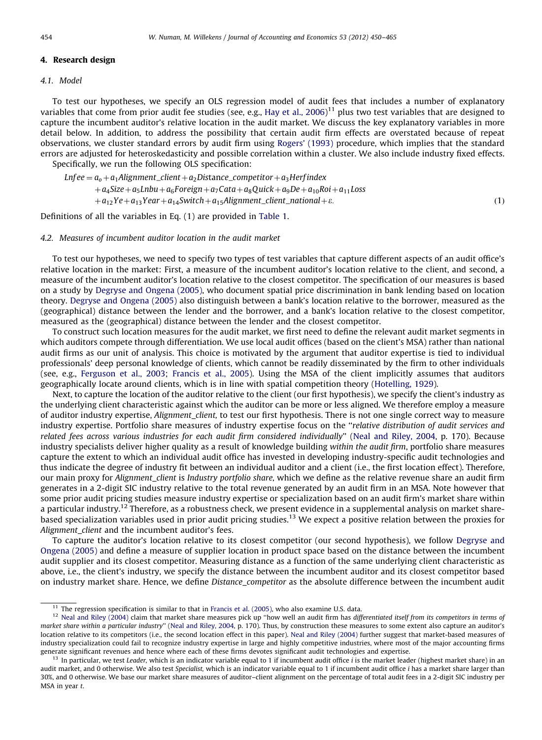## 4. Research design

### 4.1. Model

To test our hypotheses, we specify an OLS regression model of audit fees that includes a number of explanatory variables that come from prior audit fee studies (see, e.g., Hay et al., 2006)[11] plus two test variables that are designed to capture the incumbent auditor's relative location in the audit market. We discuss the key explanatory variables in more detail below. In addition, to address the possibility that certain audit firm effects are overstated because of repeat observations, we cluster standard errors by audit firm using Rogers' (1993) procedure, which implies that the standard errors are adjusted for heteroskedasticity and possible correlation within a cluster. We also include industry fixed effects.

Specifically, we run the following OLS specification:

$$
\begin{aligned}
Lnfee = {} & a_o + a_1 Alignment\_client + a_2 Distance\_competitor + a_3 Herfindex \\
& + a_4 Size + a_5 Lnbu + a_6 Foreign + a_7 Cata + a_8 Quick + a_9 De + a_{10} Roi + a_{11} Loss \\
& + a_{12} Ye + a_{13} Year + a_{14} Switch + a_{15} Alignment\_client\_national + \varepsilon.
\end{aligned} \tag{1}
$$

Definitions of all the variables in Eq. (1) are provided in Table 1.

### 4.2. Measures of incumbent auditor location in the audit market

To test our hypotheses, we need to specify two types of test variables that capture different aspects of an audit office's relative location in the market: First, a measure of the incumbent auditor's location relative to the client, and second, a measure of the incumbent auditor's location relative to the closest competitor. The specification of our measures is based on a study by Degryse and Ongena (2005), who document spatial price discrimination in bank lending based on location theory. Degryse and Ongena (2005) also distinguish between a bank's location relative to the borrower, measured as the (geographical) distance between the lender and the borrower, and a bank's location relative to the closest competitor, measured as the (geographical) distance between the lender and the closest competitor.

To construct such location measures for the audit market, we first need to define the relevant audit market segments in which auditors compete through differentiation. We use local audit offices (based on the client's MSA) rather than national audit firms as our unit of analysis. This choice is motivated by the argument that auditor expertise is tied to individual professionals' deep personal knowledge of clients, which cannot be readily disseminated by the firm to other individuals (see, e.g., Ferguson et al., 2003; Francis et al., 2005). Using the MSA of the client implicitly assumes that auditors geographically locate around clients, which is in line with spatial competition theory (Hotelling, 1929).

Next, to capture the location of the auditor relative to the client (our first hypothesis), we specify the client's industry as the underlying client characteristic against which the auditor can be more or less aligned. We therefore employ a measure of auditor industry expertise, *Alignment_client,* to test our first hypothesis. There is not one single correct way to measure industry expertise. Portfolio share measures of industry expertise focus on the "*relative distribution of audit services and related fees across various industries for each audit firm considered individually*" (Neal and Riley, 2004, p. 170). Because industry specialists deliver higher quality as a result of knowledge building *within the audit firm*, portfolio share measures capture the extent to which an individual audit office has invested in developing industry-specific audit technologies and thus indicate the degree of industry fit between an individual auditor and a client (i.e., the first location effect). Therefore, our main proxy for *Alignment_client* is *Industry portfolio share,* which we define as the relative revenue share an audit firm generates in a 2-digit SIC industry relative to the total revenue generated by an audit firm in an MSA. Note however that some prior audit pricing studies measure industry expertise or specialization based on an audit firm's market share within a particular industry.[12] Therefore, as a robustness check, we present evidence in a supplemental analysis on market share-based specialization variables used in prior audit pricing studies.[13] We expect a positive relation between the proxies for *Alignment_client* and the incumbent auditor's fees.

To capture the auditor's location relative to its closest competitor (our second hypothesis), we follow Degryse and Ongena (2005) and define a measure of supplier location in product space based on the distance between the incumbent audit supplier and its closest competitor. Measuring distance as a function of the same underlying client characteristic as above, i.e., the client's industry, we specify the distance between the incumbent auditor and its closest competitor based on industry market share. Hence, we define *Distance_competitor* as the absolute difference between the incumbent audit

---

[11] The regression specification is similar to that in Francis et al. (2005), who also examine U.S. data.

[12] Neal and Riley (2004) claim that market share measures pick up "how well an audit firm has *differentiated itself from its competitors in terms of market share within a particular industry*" (Neal and Riley, 2004, p. 170). Thus, by construction these measures to some extent also capture an auditor's location relative to its competitors (i.e., the second location effect in this paper). Neal and Riley (2004) further suggest that market-based measures of industry specialization could fail to recognize industry expertise in large and highly competitive industries, where most of the major accounting firms generate significant revenues and hence where each of these firms devotes significant audit technologies and expertise.

[13] In particular, we test *Leader*, which is an indicator variable equal to 1 if incumbent audit office *i* is the market leader (highest market share) in an audit market, and 0 otherwise. We also test *Specialist*, which is an indicator variable equal to 1 if incumbent audit office *i* has a market share larger than 30%, and 0 otherwise. We base our market share measures of auditor–client alignment on the percentage of total audit fees in a 2-digit SIC industry per MSA in year *t*.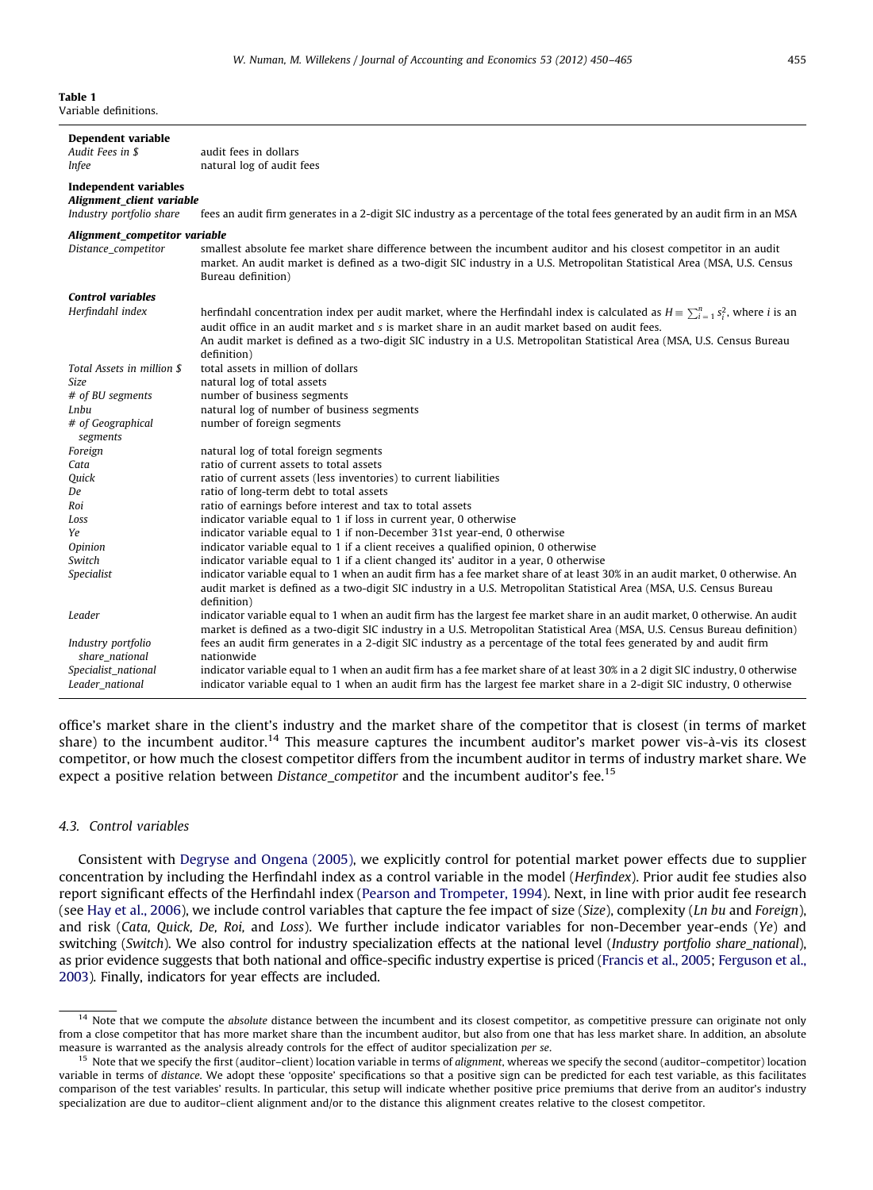**Table 1**
Variable definitions.

| | |
|---|---|
| **Dependent variable** | |
| *Audit Fees in $* | audit fees in dollars |
| *lnfee* | natural log of audit fees |
| **Independent variables** | |
| ***Alignment_client variable*** | |
| *Industry portfolio share* | fees an audit firm generates in a 2-digit SIC industry as a percentage of the total fees generated by an audit firm in an MSA |
| ***Alignment_competitor variable*** | |
| *Distance_competitor* | smallest absolute fee market share difference between the incumbent auditor and his closest competitor in an audit market. An audit market is defined as a two-digit SIC industry in a U.S. Metropolitan Statistical Area (MSA, U.S. Census Bureau definition) |
| ***Control variables*** | |
| *Herfindahl index* | herfindahl concentration index per audit market, where the Herfindahl index is calculated as $H \equiv \sum_{i=1}^{n} s_i^2$, where $i$ is an audit office in an audit market and $s$ is market share in an audit market based on audit fees. An audit market is defined as a two-digit SIC industry in a U.S. Metropolitan Statistical Area (MSA, U.S. Census Bureau definition) |
| *Total Assets in million $* | total assets in million of dollars |
| *Size* | natural log of total assets |
| *# of BU segments* | number of business segments |
| *Lnbu* | natural log of number of business segments |
| *# of Geographical segments* | number of foreign segments |
| *Foreign* | natural log of total foreign segments |
| *Cata* | ratio of current assets to total assets |
| *Quick* | ratio of current assets (less inventories) to current liabilities |
| *De* | ratio of long-term debt to total assets |
| *Roi* | ratio of earnings before interest and tax to total assets |
| *Loss* | indicator variable equal to 1 if loss in current year, 0 otherwise |
| *Ye* | indicator variable equal to 1 if non-December 31st year-end, 0 otherwise |
| *Opinion* | indicator variable equal to 1 if a client receives a qualified opinion, 0 otherwise |
| *Switch* | indicator variable equal to 1 if a client changed its' auditor in a year, 0 otherwise |
| *Specialist* | indicator variable equal to 1 when an audit firm has a fee market share of at least 30% in an audit market, 0 otherwise. An audit market is defined as a two-digit SIC industry in a U.S. Metropolitan Statistical Area (MSA, U.S. Census Bureau definition) |
| *Leader* | indicator variable equal to 1 when an audit firm has the largest fee market share in an audit market, 0 otherwise. An audit market is defined as a two-digit SIC industry in a U.S. Metropolitan Statistical Area (MSA, U.S. Census Bureau definition) |
| *Industry portfolio share_national* | fees an audit firm generates in a 2-digit SIC industry as a percentage of the total fees generated by and audit firm nationwide |
| *Specialist_national* | indicator variable equal to 1 when an audit firm has a fee market share of at least 30% in a 2 digit SIC industry, 0 otherwise |
| *Leader_national* | indicator variable equal to 1 when an audit firm has the largest fee market share in a 2-digit SIC industry, 0 otherwise |

office's market share in the client's industry and the market share of the competitor that is closest (in terms of market share) to the incumbent auditor.[14] This measure captures the incumbent auditor's market power vis-à-vis its closest competitor, or how much the closest competitor differs from the incumbent auditor in terms of industry market share. We expect a positive relation between *Distance_competitor* and the incumbent auditor's fee.[15]

### 4.3. Control variables

Consistent with Degryse and Ongena (2005), we explicitly control for potential market power effects due to supplier concentration by including the Herfindahl index as a control variable in the model (*Herfindex*). Prior audit fee studies also report significant effects of the Herfindahl index (Pearson and Trompeter, 1994). Next, in line with prior audit fee research (see Hay et al., 2006), we include control variables that capture the fee impact of size (*Size*), complexity (*Ln bu* and *Foreign*), and risk (*Cata, Quick, De, Roi,* and *Loss*). We further include indicator variables for non-December year-ends (*Ye*) and switching (*Switch*). We also control for industry specialization effects at the national level (*Industry portfolio share_national*), as prior evidence suggests that both national and office-specific industry expertise is priced (Francis et al., 2005; Ferguson et al., 2003). Finally, indicators for year effects are included.

---

[14] Note that we compute the *absolute* distance between the incumbent and its closest competitor, as competitive pressure can originate not only from a close competitor that has more market share than the incumbent auditor, but also from one that has less market share. In addition, an absolute measure is warranted as the analysis already controls for the effect of auditor specialization *per se*.

[15] Note that we specify the first (auditor–client) location variable in terms of *alignment*, whereas we specify the second (auditor–competitor) location variable in terms of *distance*. We adopt these 'opposite' specifications so that a positive sign can be predicted for each test variable, as this facilitates comparison of the test variables' results. In particular, this setup will indicate whether positive price premiums that derive from an auditor's industry specialization are due to auditor–client alignment and/or to the distance this alignment creates relative to the closest competitor.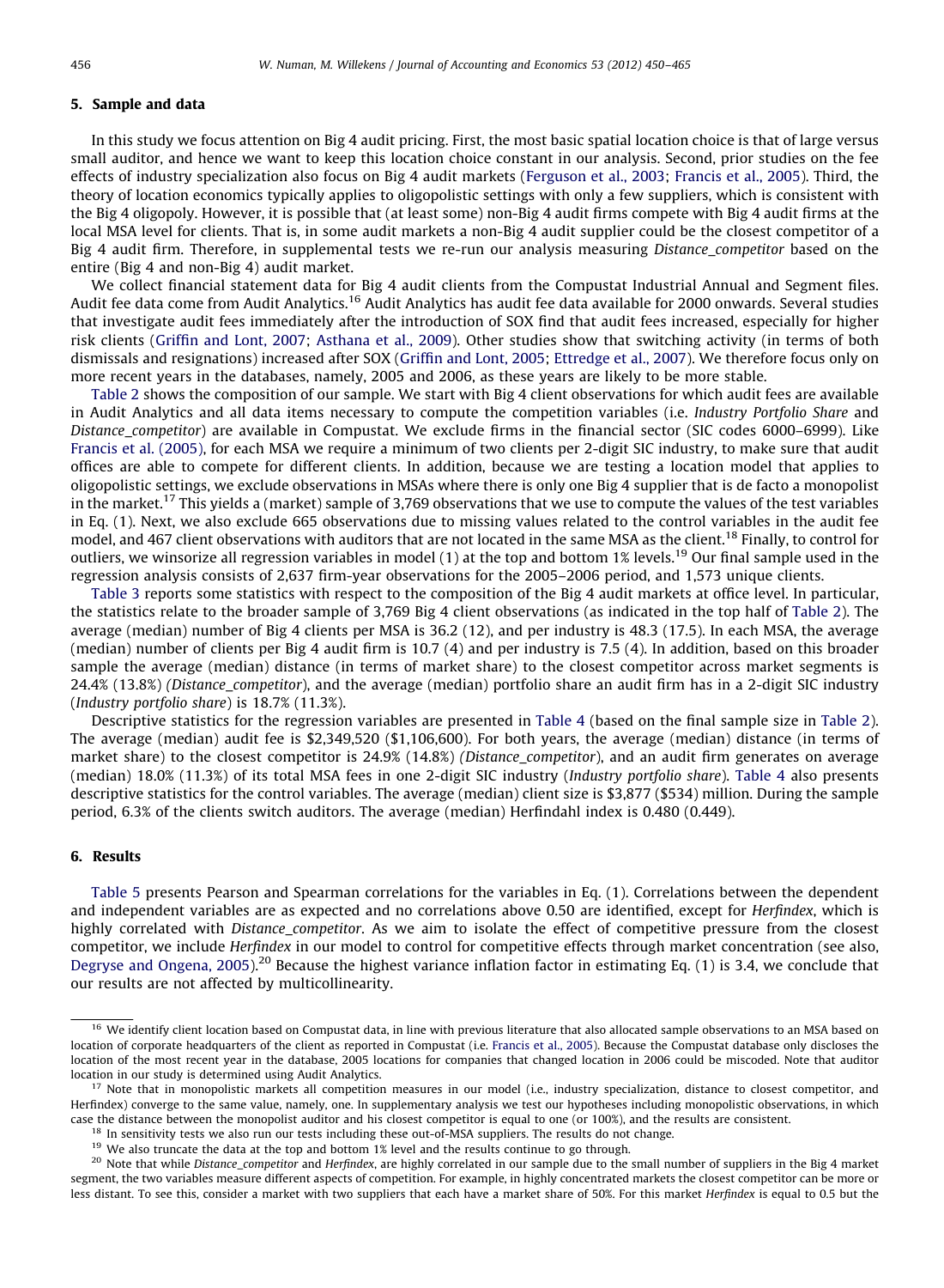## 5. Sample and data

In this study we focus attention on Big 4 audit pricing. First, the most basic spatial location choice is that of large versus small auditor, and hence we want to keep this location choice constant in our analysis. Second, prior studies on the fee effects of industry specialization also focus on Big 4 audit markets (Ferguson et al., 2003; Francis et al., 2005). Third, the theory of location economics typically applies to oligopolistic settings with only a few suppliers, which is consistent with the Big 4 oligopoly. However, it is possible that (at least some) non-Big 4 audit firms compete with Big 4 audit firms at the local MSA level for clients. That is, in some audit markets a non-Big 4 audit supplier could be the closest competitor of a Big 4 audit firm. Therefore, in supplemental tests we re-run our analysis measuring *Distance_competitor* based on the entire (Big 4 and non-Big 4) audit market.

We collect financial statement data for Big 4 audit clients from the Compustat Industrial Annual and Segment files. Audit fee data come from Audit Analytics.[16] Audit Analytics has audit fee data available for 2000 onwards. Several studies that investigate audit fees immediately after the introduction of SOX find that audit fees increased, especially for higher risk clients (Griffin and Lont, 2007; Asthana et al., 2009). Other studies show that switching activity (in terms of both dismissals and resignations) increased after SOX (Griffin and Lont, 2005; Ettredge et al., 2007). We therefore focus only on more recent years in the databases, namely, 2005 and 2006, as these years are likely to be more stable.

Table 2 shows the composition of our sample. We start with Big 4 client observations for which audit fees are available in Audit Analytics and all data items necessary to compute the competition variables (i.e. *Industry Portfolio Share* and *Distance_competitor*) are available in Compustat. We exclude firms in the financial sector (SIC codes 6000–6999). Like Francis et al. (2005), for each MSA we require a minimum of two clients per 2-digit SIC industry, to make sure that audit offices are able to compete for different clients. In addition, because we are testing a location model that applies to oligopolistic settings, we exclude observations in MSAs where there is only one Big 4 supplier that is de facto a monopolist in the market.[17] This yields a (market) sample of 3,769 observations that we use to compute the values of the test variables in Eq. (1). Next, we also exclude 665 observations due to missing values related to the control variables in the audit fee model, and 467 client observations with auditors that are not located in the same MSA as the client.[18] Finally, to control for outliers, we winsorize all regression variables in model (1) at the top and bottom 1% levels.[19] Our final sample used in the regression analysis consists of 2,637 firm-year observations for the 2005–2006 period, and 1,573 unique clients.

Table 3 reports some statistics with respect to the composition of the Big 4 audit markets at office level. In particular, the statistics relate to the broader sample of 3,769 Big 4 client observations (as indicated in the top half of Table 2). The average (median) number of Big 4 clients per MSA is 36.2 (12), and per industry is 48.3 (17.5). In each MSA, the average (median) number of clients per Big 4 audit firm is 10.7 (4) and per industry is 7.5 (4). In addition, based on this broader sample the average (median) distance (in terms of market share) to the closest competitor across market segments is 24.4% (13.8%) *(Distance_competitor)*, and the average (median) portfolio share an audit firm has in a 2-digit SIC industry (*Industry portfolio share*) is 18.7% (11.3%).

Descriptive statistics for the regression variables are presented in Table 4 (based on the final sample size in Table 2). The average (median) audit fee is $2,349,520 ($1,106,600). For both years, the average (median) distance (in terms of market share) to the closest competitor is 24.9% (14.8%) *(Distance_competitor)*, and an audit firm generates on average (median) 18.0% (11.3%) of its total MSA fees in one 2-digit SIC industry (*Industry portfolio share*). Table 4 also presents descriptive statistics for the control variables. The average (median) client size is $3,877 ($534) million. During the sample period, 6.3% of the clients switch auditors. The average (median) Herfindahl index is 0.480 (0.449).

## 6. Results

Table 5 presents Pearson and Spearman correlations for the variables in Eq. (1). Correlations between the dependent and independent variables are as expected and no correlations above 0.50 are identified, except for *Herfindex*, which is highly correlated with *Distance_competitor*. As we aim to isolate the effect of competitive pressure from the closest competitor, we include *Herfindex* in our model to control for competitive effects through market concentration (see also, Degryse and Ongena, 2005).[20] Because the highest variance inflation factor in estimating Eq. (1) is 3.4, we conclude that our results are not affected by multicollinearity.

---

[16] We identify client location based on Compustat data, in line with previous literature that also allocated sample observations to an MSA based on location of corporate headquarters of the client as reported in Compustat (i.e. Francis et al., 2005). Because the Compustat database only discloses the location of the most recent year in the database, 2005 locations for companies that changed location in 2006 could be miscoded. Note that auditor location in our study is determined using Audit Analytics.

[17] Note that in monopolistic markets all competition measures in our model (i.e., industry specialization, distance to closest competitor, and Herfindex) converge to the same value, namely, one. In supplementary analysis we test our hypotheses including monopolistic observations, in which case the distance between the monopolist auditor and his closest competitor is equal to one (or 100%), and the results are consistent.

[18] In sensitivity tests we also run our tests including these out-of-MSA suppliers. The results do not change.

[19] We also truncate the data at the top and bottom 1% level and the results continue to go through.

[20] Note that while *Distance_competitor* and *Herfindex*, are highly correlated in our sample due to the small number of suppliers in the Big 4 market segment, the two variables measure different aspects of competition. For example, in highly concentrated markets the closest competitor can be more or less distant. To see this, consider a market with two suppliers that each have a market share of 50%. For this market *Herfindex* is equal to 0.5 but the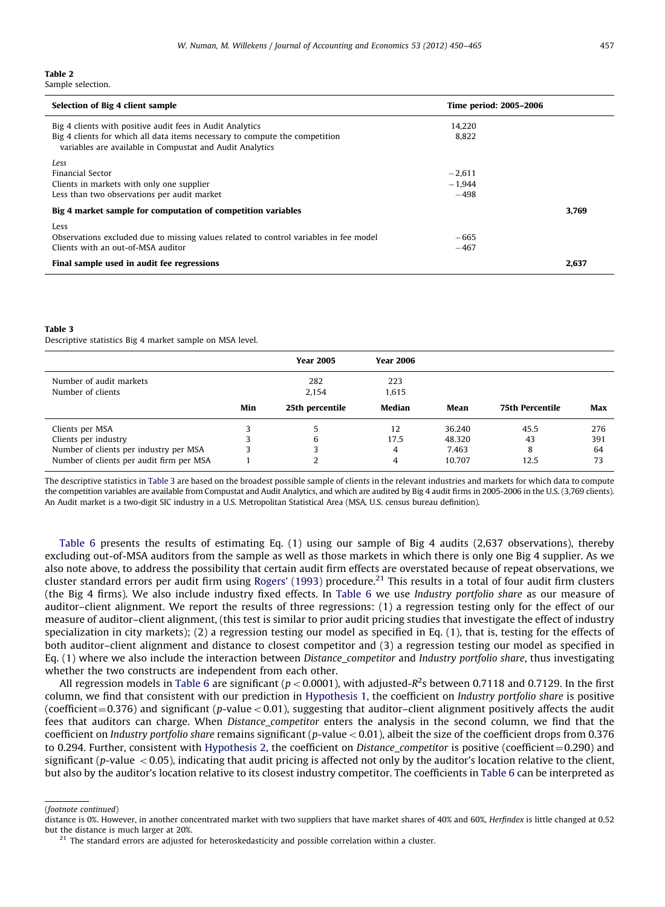**Table 2**
Sample selection.

| Selection of Big 4 client sample | Time period: 2005–2006 | |
|---|---|---|
| Big 4 clients with positive audit fees in Audit Analytics | 14,220 | |
| Big 4 clients for which all data items necessary to compute the competition variables are available in Compustat and Audit Analytics | 8,822 | |
| *Less* | | |
| Financial Sector | −2,611 | |
| Clients in markets with only one supplier | −1,944 | |
| Less than two observations per audit market | −498 | |
| **Big 4 market sample for computation of competition variables** | | **3,769** |
| Less | | |
| Observations excluded due to missing values related to control variables in fee model | −665 | |
| Clients with an out-of-MSA auditor | −467 | |
| **Final sample used in audit fee regressions** | | **2,637** |

**Table 3**
Descriptive statistics Big 4 market sample on MSA level.

| | | Year 2005 | Year 2006 | | | |
|---|---|---|---|---|---|---|
| Number of audit markets | | 282 | 223 | | | |
| Number of clients | | 2,154 | 1,615 | | | |
| | **Min** | **25th percentile** | **Median** | **Mean** | **75th Percentile** | **Max** |
| Clients per MSA | 3 | 5 | 12 | 36.240 | 45.5 | 276 |
| Clients per industry | 3 | 6 | 17.5 | 48.320 | 43 | 391 |
| Number of clients per industry per MSA | 3 | 3 | 4 | 7.463 | 8 | 64 |
| Number of clients per audit firm per MSA | 1 | 2 | 4 | 10.707 | 12.5 | 73 |

The descriptive statistics in Table 3 are based on the broadest possible sample of clients in the relevant industries and markets for which data to compute the competition variables are available from Compustat and Audit Analytics, and which are audited by Big 4 audit firms in 2005-2006 in the U.S. (3,769 clients). An Audit market is a two-digit SIC industry in a U.S. Metropolitan Statistical Area (MSA, U.S. census bureau definition).

Table 6 presents the results of estimating Eq. (1) using our sample of Big 4 audits (2,637 observations), thereby excluding out-of-MSA auditors from the sample as well as those markets in which there is only one Big 4 supplier. As we also note above, to address the possibility that certain audit firm effects are overstated because of repeat observations, we cluster standard errors per audit firm using Rogers' (1993) procedure.[21] This results in a total of four audit firm clusters (the Big 4 firms). We also include industry fixed effects. In Table 6 we use *Industry portfolio share* as our measure of auditor–client alignment. We report the results of three regressions: (1) a regression testing only for the effect of our measure of auditor–client alignment, (this test is similar to prior audit pricing studies that investigate the effect of industry specialization in city markets); (2) a regression testing our model as specified in Eq. (1), that is, testing for the effects of both auditor–client alignment and distance to closest competitor and (3) a regression testing our model as specified in Eq. (1) where we also include the interaction between *Distance_competitor* and *Industry portfolio share*, thus investigating whether the two constructs are independent from each other.

All regression models in Table 6 are significant ($p < 0.0001$), with adjusted-$R^2$s between 0.7118 and 0.7129. In the first column, we find that consistent with our prediction in Hypothesis 1, the coefficient on *Industry portfolio share* is positive (coefficient = 0.376) and significant ($p$-value $< 0.01$), suggesting that auditor–client alignment positively affects the audit fees that auditors can charge. When *Distance_competitor* enters the analysis in the second column, we find that the coefficient on *Industry portfolio share* remains significant ($p$-value $< 0.01$), albeit the size of the coefficient drops from 0.376 to 0.294. Further, consistent with Hypothesis 2, the coefficient on *Distance_competitor* is positive (coefficient = 0.290) and significant ($p$-value $< 0.05$), indicating that audit pricing is affected not only by the auditor's location relative to the client, but also by the auditor's location relative to its closest industry competitor. The coefficients in Table 6 can be interpreted as

(*footnote continued*)
distance is 0%. However, in another concentrated market with two suppliers that have market shares of 40% and 60%, *Herfindex* is little changed at 0.52 but the distance is much larger at 20%.

[21] The standard errors are adjusted for heteroskedasticity and possible correlation within a cluster.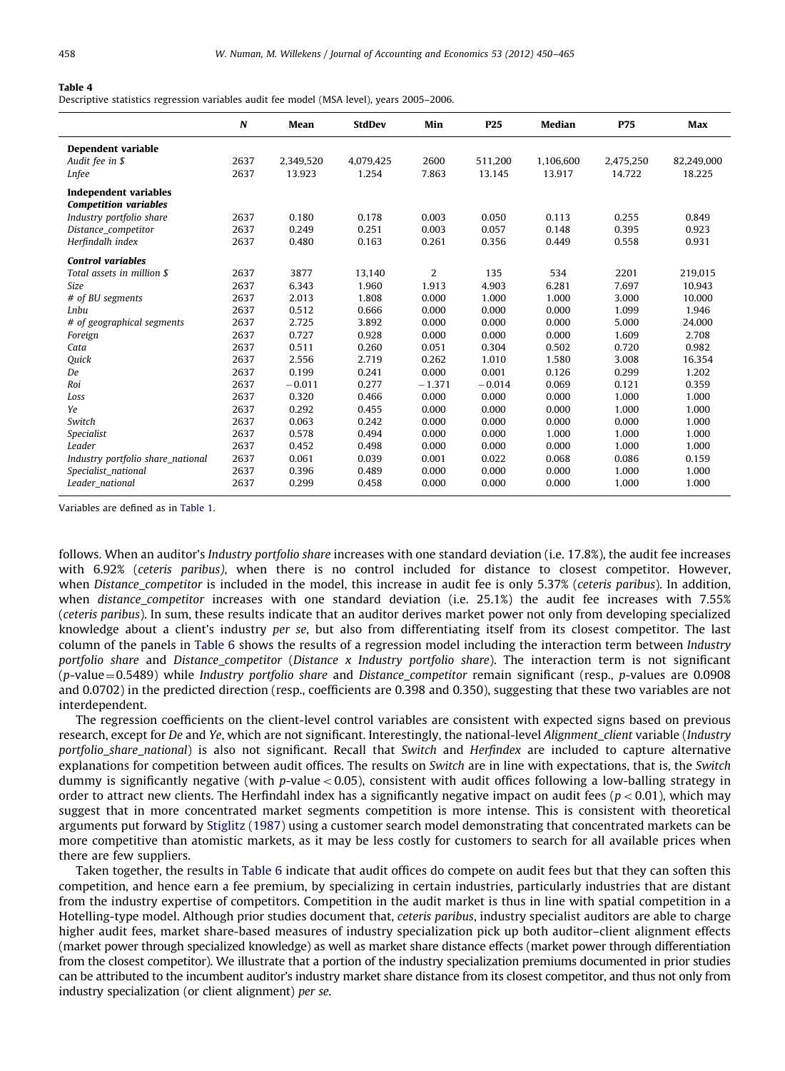**Table 4**
Descriptive statistics regression variables audit fee model (MSA level), years 2005–2006.

| | N | Mean | StdDev | Min | P25 | Median | P75 | Max |
|---|---|---|---|---|---|---|---|---|
| **Dependent variable** | | | | | | | | |
| *Audit fee in $* | 2637 | 2,349,520 | 4,079,425 | 2600 | 511,200 | 1,106,600 | 2,475,250 | 82,249,000 |
| *Lnfee* | 2637 | 13.923 | 1.254 | 7.863 | 13.145 | 13.917 | 14.722 | 18.225 |
| **Independent variables** | | | | | | | | |
| ***Competition variables*** | | | | | | | | |
| *Industry portfolio share* | 2637 | 0.180 | 0.178 | 0.003 | 0.050 | 0.113 | 0.255 | 0.849 |
| *Distance_competitor* | 2637 | 0.249 | 0.251 | 0.003 | 0.057 | 0.148 | 0.395 | 0.923 |
| *Herfindalh index* | 2637 | 0.480 | 0.163 | 0.261 | 0.356 | 0.449 | 0.558 | 0.931 |
| ***Control variables*** | | | | | | | | |
| *Total assets in million $* | 2637 | 3877 | 13,140 | 2 | 135 | 534 | 2201 | 219,015 |
| *Size* | 2637 | 6.343 | 1.960 | 1.913 | 4.903 | 6.281 | 7.697 | 10.943 |
| *# of BU segments* | 2637 | 2.013 | 1.808 | 0.000 | 1.000 | 1.000 | 3.000 | 10.000 |
| *Lnbu* | 2637 | 0.512 | 0.666 | 0.000 | 0.000 | 0.000 | 1.099 | 1.946 |
| *# of geographical segments* | 2637 | 2.725 | 3.892 | 0.000 | 0.000 | 0.000 | 5.000 | 24.000 |
| *Foreign* | 2637 | 0.727 | 0.928 | 0.000 | 0.000 | 0.000 | 1.609 | 2.708 |
| *Cata* | 2637 | 0.511 | 0.260 | 0.051 | 0.304 | 0.502 | 0.720 | 0.982 |
| *Quick* | 2637 | 2.556 | 2.719 | 0.262 | 1.010 | 1.580 | 3.008 | 16.354 |
| *De* | 2637 | 0.199 | 0.241 | 0.000 | 0.001 | 0.126 | 0.299 | 1.202 |
| *Roi* | 2637 | −0.011 | 0.277 | −1.371 | −0.014 | 0.069 | 0.121 | 0.359 |
| *Loss* | 2637 | 0.320 | 0.466 | 0.000 | 0.000 | 0.000 | 1.000 | 1.000 |
| *Ye* | 2637 | 0.292 | 0.455 | 0.000 | 0.000 | 0.000 | 1.000 | 1.000 |
| *Switch* | 2637 | 0.063 | 0.242 | 0.000 | 0.000 | 0.000 | 0.000 | 1.000 |
| *Specialist* | 2637 | 0.578 | 0.494 | 0.000 | 0.000 | 1.000 | 1.000 | 1.000 |
| *Leader* | 2637 | 0.452 | 0.498 | 0.000 | 0.000 | 0.000 | 1.000 | 1.000 |
| *Industry portfolio share_national* | 2637 | 0.061 | 0.039 | 0.001 | 0.022 | 0.068 | 0.086 | 0.159 |
| *Specialist_national* | 2637 | 0.396 | 0.489 | 0.000 | 0.000 | 0.000 | 1.000 | 1.000 |
| *Leader_national* | 2637 | 0.299 | 0.458 | 0.000 | 0.000 | 0.000 | 1.000 | 1.000 |

Variables are defined as in Table 1.

follows. When an auditor's *Industry portfolio share* increases with one standard deviation (i.e. 17.8%), the audit fee increases with 6.92% (*ceteris paribus*), when there is no control included for distance to closest competitor. However, when *Distance_competitor* is included in the model, this increase in audit fee is only 5.37% (*ceteris paribus*). In addition, when *distance_competitor* increases with one standard deviation (i.e. 25.1%) the audit fee increases with 7.55% (*ceteris paribus*). In sum, these results indicate that an auditor derives market power not only from developing specialized knowledge about a client's industry *per se*, but also from differentiating itself from its closest competitor. The last column of the panels in Table 6 shows the results of a regression model including the interaction term between *Industry portfolio share* and *Distance_competitor* (*Distance x Industry portfolio share*). The interaction term is not significant ($p$-value$=$0.5489) while *Industry portfolio share* and *Distance_competitor* remain significant (resp., $p$-values are 0.0908 and 0.0702) in the predicted direction (resp., coefficients are 0.398 and 0.350), suggesting that these two variables are not interdependent.

The regression coefficients on the client-level control variables are consistent with expected signs based on previous research, except for *De* and *Ye*, which are not significant. Interestingly, the national-level *Alignment_client* variable (*Industry portfolio_share_national*) is also not significant. Recall that *Switch* and *Herfindex* are included to capture alternative explanations for competition between audit offices. The results on *Switch* are in line with expectations, that is, the *Switch* dummy is significantly negative (with $p$-value$<$0.05), consistent with audit offices following a low-balling strategy in order to attract new clients. The Herfindahl index has a significantly negative impact on audit fees ($p<0.01$), which may suggest that in more concentrated market segments competition is more intense. This is consistent with theoretical arguments put forward by Stiglitz (1987) using a customer search model demonstrating that concentrated markets can be more competitive than atomistic markets, as it may be less costly for customers to search for all available prices when there are few suppliers.

Taken together, the results in Table 6 indicate that audit offices do compete on audit fees but that they can soften this competition, and hence earn a fee premium, by specializing in certain industries, particularly industries that are distant from the industry expertise of competitors. Competition in the audit market is thus in line with spatial competition in a Hotelling-type model. Although prior studies document that, *ceteris paribus*, industry specialist auditors are able to charge higher audit fees, market share-based measures of industry specialization pick up both auditor–client alignment effects (market power through specialized knowledge) as well as market share distance effects (market power through differentiation from the closest competitor). We illustrate that a portion of the industry specialization premiums documented in prior studies can be attributed to the incumbent auditor's industry market share distance from its closest competitor, and thus not only from industry specialization (or client alignment) *per se*.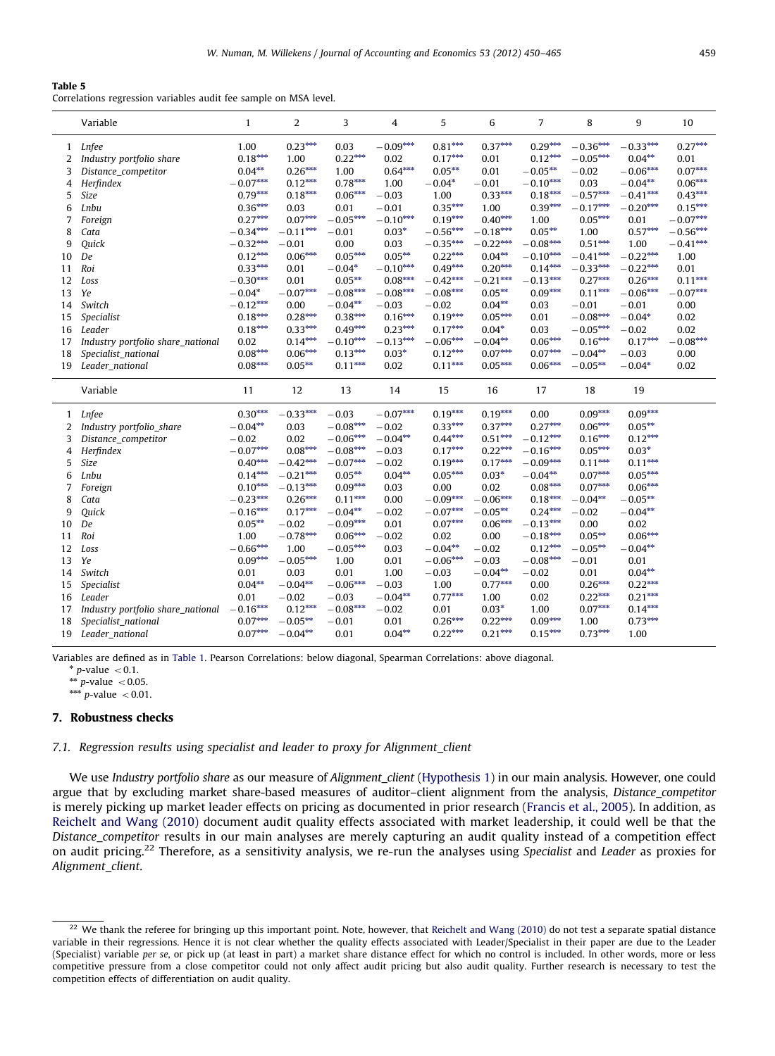**Table 5**
Correlations regression variables audit fee sample on MSA level.

| | Variable | 1 | 2 | 3 | 4 | 5 | 6 | 7 | 8 | 9 | 10 |
|---|---|---|---|---|---|---|---|---|---|---|---|
| 1 | *Lnfee* | 1.00 | 0.23*** | 0.03 | −0.09*** | 0.81*** | 0.37*** | 0.29*** | −0.36*** | −0.33*** | 0.27*** |
| 2 | *Industry portfolio share* | 0.18*** | 1.00 | 0.22*** | 0.02 | 0.17*** | 0.01 | 0.12*** | −0.05*** | 0.04** | 0.01 |
| 3 | *Distance_competitor* | 0.04** | 0.26*** | 1.00 | 0.64*** | 0.05** | 0.01 | −0.05** | −0.02 | −0.06*** | 0.07*** |
| 4 | *Herfindex* | −0.07*** | 0.12*** | 0.78*** | 1.00 | −0.04* | −0.01 | −0.10*** | 0.03 | −0.04** | 0.06*** |
| 5 | *Size* | 0.79*** | 0.18*** | 0.06*** | −0.03 | 1.00 | 0.33*** | 0.18*** | −0.57*** | −0.41*** | 0.43*** |
| 6 | *Lnbu* | 0.36*** | 0.03 | 0.01 | −0.01 | 0.35*** | 1.00 | 0.39*** | −0.17*** | −0.20*** | 0.15*** |
| 7 | *Foreign* | 0.27*** | 0.07*** | −0.05*** | −0.10*** | 0.19*** | 0.40*** | 1.00 | 0.05*** | 0.01 | −0.07*** |
| 8 | *Cata* | −0.34*** | −0.11*** | −0.01 | 0.03* | −0.56*** | −0.18*** | 0.05** | 1.00 | 0.57*** | −0.56*** |
| 9 | *Quick* | −0.32*** | −0.01 | 0.00 | 0.03 | −0.35*** | −0.22*** | −0.08*** | 0.51*** | 1.00 | −0.41*** |
| 10 | *De* | 0.12*** | 0.06*** | 0.05*** | 0.05** | 0.22*** | 0.04** | −0.10*** | −0.41*** | −0.22*** | 1.00 |
| 11 | *Roi* | 0.33*** | 0.01 | −0.04* | −0.10*** | 0.49*** | 0.20*** | 0.14*** | −0.33*** | −0.22*** | 0.01 |
| 12 | *Loss* | −0.30*** | 0.01 | 0.05** | 0.08*** | −0.42*** | −0.21*** | −0.13*** | 0.27*** | 0.26*** | 0.11*** |
| 13 | *Ye* | −0.04* | −0.07*** | −0.08*** | −0.08*** | −0.08*** | 0.05** | 0.09*** | 0.11*** | −0.06*** | −0.07*** |
| 14 | *Switch* | −0.12*** | 0.00 | −0.04** | −0.03 | −0.02 | 0.04** | 0.03 | −0.01 | −0.01 | 0.00 |
| 15 | *Specialist* | 0.18*** | 0.28*** | 0.38*** | 0.16*** | 0.19*** | 0.05*** | 0.01 | −0.08*** | −0.04* | 0.02 |
| 16 | *Leader* | 0.18*** | 0.33*** | 0.49*** | 0.23*** | 0.17*** | 0.04* | 0.03 | −0.05*** | −0.02 | 0.02 |
| 17 | *Industry portfolio share_national* | 0.02 | 0.14*** | −0.10*** | −0.13*** | −0.06*** | −0.04** | 0.06*** | 0.16*** | 0.17*** | −0.08*** |
| 18 | *Specialist_national* | 0.08*** | 0.06*** | 0.13*** | 0.03* | 0.12*** | 0.07*** | 0.07*** | −0.04** | −0.03 | 0.00 |
| 19 | *Leader_national* | 0.08*** | 0.05** | 0.11*** | 0.02 | 0.11*** | 0.05*** | 0.06*** | −0.05** | −0.04* | 0.02 |

| | Variable | 11 | 12 | 13 | 14 | 15 | 16 | 17 | 18 | 19 |
|---|---|---|---|---|---|---|---|---|---|---|
| 1 | *Lnfee* | 0.30*** | −0.33*** | −0.03 | −0.07*** | 0.19*** | 0.19*** | 0.00 | 0.09*** | 0.09*** |
| 2 | *Industry portfolio_share* | −0.04** | 0.03 | −0.08*** | −0.02 | 0.33*** | 0.37*** | 0.27*** | 0.06*** | 0.05** |
| 3 | *Distance_competitor* | −0.02 | 0.02 | −0.06*** | −0.04** | 0.44*** | 0.51*** | −0.12*** | 0.16*** | 0.12*** |
| 4 | *Herfindex* | −0.07*** | 0.08*** | −0.08*** | −0.03 | 0.17*** | 0.22*** | −0.16*** | 0.05*** | 0.03* |
| 5 | *Size* | 0.40*** | −0.42*** | −0.07*** | −0.02 | 0.19*** | 0.17*** | −0.09*** | 0.11*** | 0.11*** |
| 6 | *Lnbu* | 0.14*** | −0.21*** | 0.05** | 0.04** | 0.05*** | 0.03* | −0.04** | 0.07*** | 0.05*** |
| 7 | *Foreign* | 0.10*** | −0.13*** | 0.09*** | 0.03 | 0.00 | 0.02 | 0.08*** | 0.07*** | 0.06*** |
| 8 | *Cata* | −0.23*** | 0.26*** | 0.11*** | 0.00 | −0.09*** | −0.06*** | 0.18*** | −0.04** | −0.05** |
| 9 | *Quick* | −0.16*** | 0.17*** | −0.04** | −0.02 | −0.07*** | −0.05** | 0.24*** | −0.02 | −0.04** |
| 10 | *De* | 0.05** | −0.02 | −0.09*** | 0.01 | 0.07*** | 0.06*** | −0.13*** | 0.00 | 0.02 |
| 11 | *Roi* | 1.00 | −0.78*** | 0.06*** | −0.02 | 0.02 | 0.00 | −0.18*** | 0.05** | 0.06*** |
| 12 | *Loss* | −0.66*** | 1.00 | −0.05*** | 0.03 | −0.04** | −0.02 | 0.12*** | −0.05** | −0.04** |
| 13 | *Ye* | 0.09*** | −0.05*** | 1.00 | 0.01 | −0.06*** | −0.03 | −0.08*** | −0.01 | 0.01 |
| 14 | *Switch* | 0.01 | 0.03 | 0.01 | 1.00 | −0.03 | −0.04** | −0.02 | 0.01 | 0.04** |
| 15 | *Specialist* | 0.04** | −0.04** | −0.06*** | −0.03 | 1.00 | 0.77*** | 0.00 | 0.26*** | 0.22*** |
| 16 | *Leader* | 0.01 | −0.02 | −0.03 | −0.04** | 0.77*** | 1.00 | 0.02 | 0.22*** | 0.21*** |
| 17 | *Industry portfolio share_national* | −0.16*** | 0.12*** | −0.08*** | −0.02 | 0.01 | 0.03* | 1.00 | 0.07*** | 0.14*** |
| 18 | *Specialist_national* | 0.07*** | −0.05** | −0.01 | 0.01 | 0.26*** | 0.22*** | 0.09*** | 1.00 | 0.73*** |
| 19 | *Leader_national* | 0.07*** | −0.04** | 0.01 | 0.04** | 0.22*** | 0.21*** | 0.15*** | 0.73*** | 1.00 |

Variables are defined as in Table 1. Pearson Correlations: below diagonal, Spearman Correlations: above diagonal.

\* p-value $< 0.1$.

\*\* p-value $< 0.05$.

\*\*\* p-value $< 0.01$.

## 7. Robustness checks

### 7.1. Regression results using specialist and leader to proxy for Alignment_client

We use *Industry portfolio share* as our measure of *Alignment_client* (Hypothesis 1) in our main analysis. However, one could argue that by excluding market share-based measures of auditor–client alignment from the analysis, *Distance_competitor* is merely picking up market leader effects on pricing as documented in prior research (Francis et al., 2005). In addition, as Reichelt and Wang (2010) document audit quality effects associated with market leadership, it could well be that the *Distance_competitor* results in our main analyses are merely capturing an audit quality instead of a competition effect on audit pricing.[22] Therefore, as a sensitivity analysis, we re-run the analyses using *Specialist* and *Leader* as proxies for *Alignment_client*.

[22] We thank the referee for bringing up this important point. Note, however, that Reichelt and Wang (2010) do not test a separate spatial distance variable in their regressions. Hence it is not clear whether the quality effects associated with Leader/Specialist in their paper are due to the Leader (Specialist) variable *per se*, or pick up (at least in part) a market share distance effect for which no control is included. In other words, more or less competitive pressure from a close competitor could not only affect audit pricing but also audit quality. Further research is necessary to test the competition effects of differentiation on audit quality.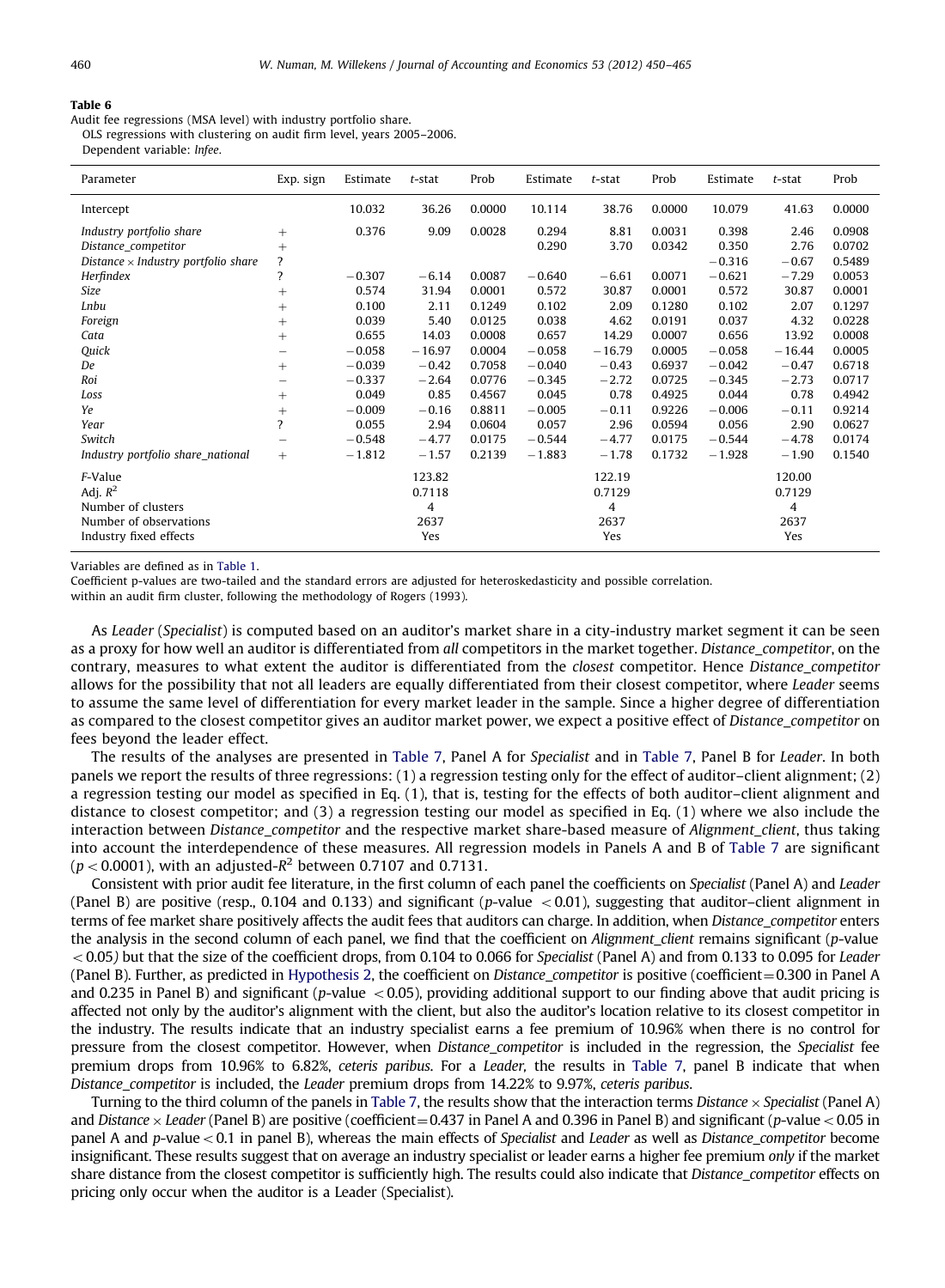**Table 6**
Audit fee regressions (MSA level) with industry portfolio share.
OLS regressions with clustering on audit firm level, years 2005–2006.
Dependent variable: *lnfee*.

| Parameter | Exp. sign | Estimate | *t*-stat | Prob | Estimate | *t*-stat | Prob | Estimate | *t*-stat | Prob |
|---|---|---|---|---|---|---|---|---|---|---|
| Intercept | | 10.032 | 36.26 | 0.0000 | 10.114 | 38.76 | 0.0000 | 10.079 | 41.63 | 0.0000 |
| *Industry portfolio share* | + | 0.376 | 9.09 | 0.0028 | 0.294 | 8.81 | 0.0031 | 0.398 | 2.46 | 0.0908 |
| *Distance_competitor* | + | | | | 0.290 | 3.70 | 0.0342 | 0.350 | 2.76 | 0.0702 |
| *Distance* × *Industry portfolio share* | ? | | | | | | | −0.316 | −0.67 | 0.5489 |
| *Herfindex* | ? | −0.307 | −6.14 | 0.0087 | −0.640 | −6.61 | 0.0071 | −0.621 | −7.29 | 0.0053 |
| *Size* | + | 0.574 | 31.94 | 0.0001 | 0.572 | 30.87 | 0.0001 | 0.572 | 30.87 | 0.0001 |
| *Lnbu* | + | 0.100 | 2.11 | 0.1249 | 0.102 | 2.09 | 0.1280 | 0.102 | 2.07 | 0.1297 |
| *Foreign* | + | 0.039 | 5.40 | 0.0125 | 0.038 | 4.62 | 0.0191 | 0.037 | 4.32 | 0.0228 |
| *Cata* | + | 0.655 | 14.03 | 0.0008 | 0.657 | 14.29 | 0.0007 | 0.656 | 13.92 | 0.0008 |
| *Quick* | − | −0.058 | −16.97 | 0.0004 | −0.058 | −16.79 | 0.0005 | −0.058 | −16.44 | 0.0005 |
| *De* | + | −0.039 | −0.42 | 0.7058 | −0.040 | −0.43 | 0.6937 | −0.042 | −0.47 | 0.6718 |
| *Roi* | − | −0.337 | −2.64 | 0.0776 | −0.345 | −2.72 | 0.0725 | −0.345 | −2.73 | 0.0717 |
| *Loss* | + | 0.049 | 0.85 | 0.4567 | 0.045 | 0.78 | 0.4925 | 0.044 | 0.78 | 0.4942 |
| *Ye* | + | −0.009 | −0.16 | 0.8811 | −0.005 | −0.11 | 0.9226 | −0.006 | −0.11 | 0.9214 |
| *Year* | ? | 0.055 | 2.94 | 0.0604 | 0.057 | 2.96 | 0.0594 | 0.056 | 2.90 | 0.0627 |
| *Switch* | − | −0.548 | −4.77 | 0.0175 | −0.544 | −4.77 | 0.0175 | −0.544 | −4.78 | 0.0174 |
| *Industry portfolio share_national* | + | −1.812 | −1.57 | 0.2139 | −1.883 | −1.78 | 0.1732 | −1.928 | −1.90 | 0.1540 |
| *F*-Value | | | 123.82 | | | 122.19 | | | 120.00 | |
| Adj. $R^2$ | | | 0.7118 | | | 0.7129 | | | 0.7129 | |
| Number of clusters | | | 4 | | | 4 | | | 4 | |
| Number of observations | | | 2637 | | | 2637 | | | 2637 | |
| Industry fixed effects | | | Yes | | | Yes | | | Yes | |

Variables are defined as in Table 1.
Coefficient p-values are two-tailed and the standard errors are adjusted for heteroskedasticity and possible correlation.
within an audit firm cluster, following the methodology of Rogers (1993).

As *Leader* (*Specialist*) is computed based on an auditor's market share in a city-industry market segment it can be seen as a proxy for how well an auditor is differentiated from *all* competitors in the market together. *Distance_competitor*, on the contrary, measures to what extent the auditor is differentiated from the *closest* competitor. Hence *Distance_competitor* allows for the possibility that not all leaders are equally differentiated from their closest competitor, where *Leader* seems to assume the same level of differentiation for every market leader in the sample. Since a higher degree of differentiation as compared to the closest competitor gives an auditor market power, we expect a positive effect of *Distance_competitor* on fees beyond the leader effect.

The results of the analyses are presented in Table 7, Panel A for *Specialist* and in Table 7, Panel B for *Leader*. In both panels we report the results of three regressions: (1) a regression testing only for the effect of auditor–client alignment; (2) a regression testing our model as specified in Eq. (1), that is, testing for the effects of both auditor–client alignment and distance to closest competitor; and (3) a regression testing our model as specified in Eq. (1) where we also include the interaction between *Distance_competitor* and the respective market share-based measure of *Alignment_client*, thus taking into account the interdependence of these measures. All regression models in Panels A and B of Table 7 are significant ($p < 0.0001$), with an adjusted-$R^2$ between 0.7107 and 0.7131.

Consistent with prior audit fee literature, in the first column of each panel the coefficients on *Specialist* (Panel A) and *Leader* (Panel B) are positive (resp., 0.104 and 0.133) and significant (*p*-value $< 0.01$), suggesting that auditor–client alignment in terms of fee market share positively affects the audit fees that auditors can charge. In addition, when *Distance_competitor* enters the analysis in the second column of each panel, we find that the coefficient on *Alignment_client* remains significant (*p*-value $< 0.05$) but that the size of the coefficient drops, from 0.104 to 0.066 for *Specialist* (Panel A) and from 0.133 to 0.095 for *Leader* (Panel B). Further, as predicted in Hypothesis 2, the coefficient on *Distance_competitor* is positive (coefficient = 0.300 in Panel A and 0.235 in Panel B) and significant (*p*-value $< 0.05$), providing additional support to our finding above that audit pricing is affected not only by the auditor's alignment with the client, but also the auditor's location relative to its closest competitor in the industry. The results indicate that an industry specialist earns a fee premium of 10.96% when there is no control for pressure from the closest competitor. However, when *Distance_competitor* is included in the regression, the *Specialist* fee premium drops from 10.96% to 6.82%, *ceteris paribus*. For a *Leader*, the results in Table 7, panel B indicate that when *Distance_competitor* is included, the *Leader* premium drops from 14.22% to 9.97%, *ceteris paribus*.

Turning to the third column of the panels in Table 7, the results show that the interaction terms *Distance* × *Specialist* (Panel A) and *Distance* × *Leader* (Panel B) are positive (coefficient = 0.437 in Panel A and 0.396 in Panel B) and significant (*p*-value $< 0.05$ in panel A and *p*-value $< 0.1$ in panel B), whereas the main effects of *Specialist* and *Leader* as well as *Distance_competitor* become insignificant. These results suggest that on average an industry specialist or leader earns a higher fee premium *only* if the market share distance from the closest competitor is sufficiently high. The results could also indicate that *Distance_competitor* effects on pricing only occur when the auditor is a Leader (Specialist).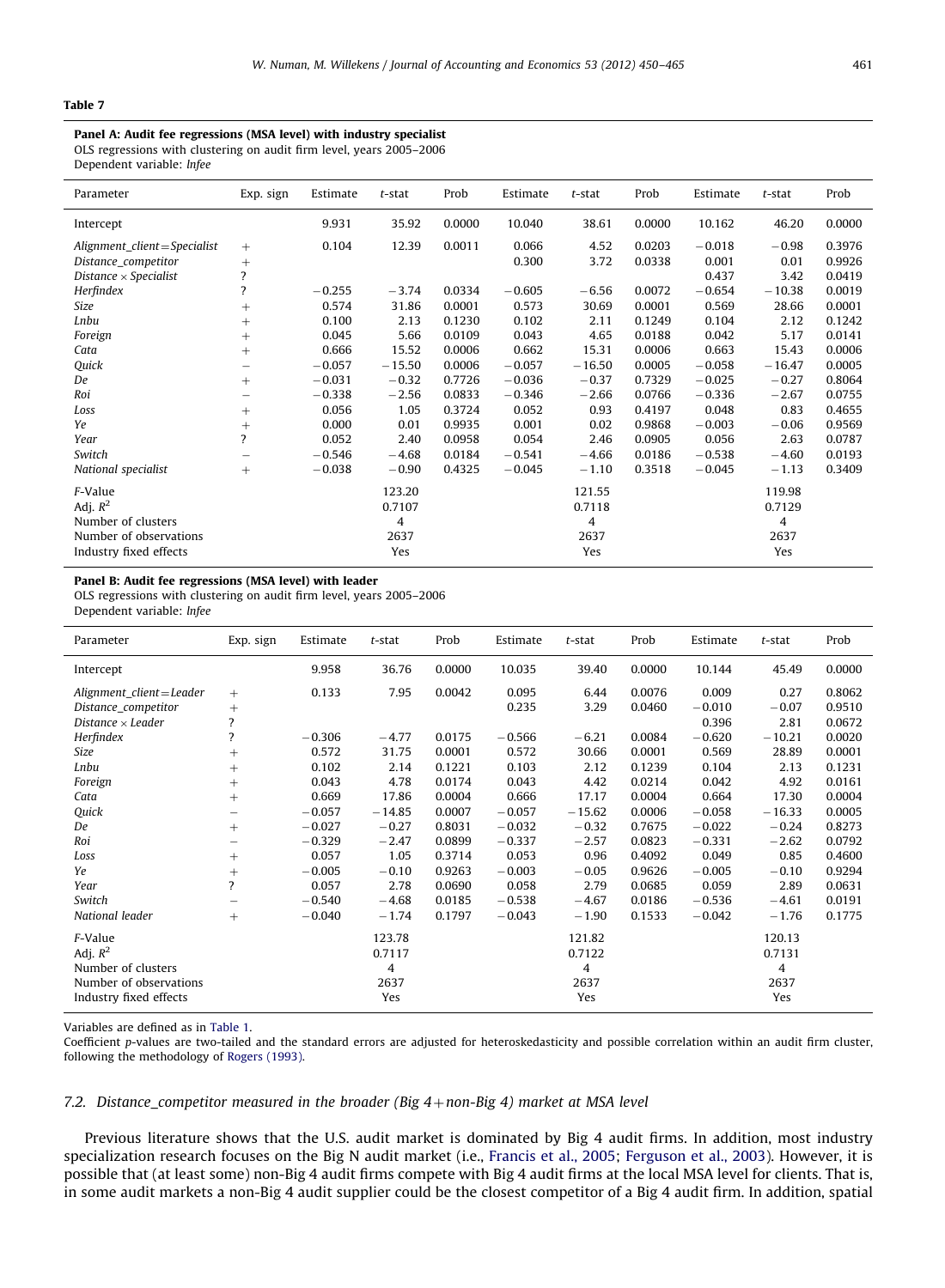**Table 7**

**Panel A: Audit fee regressions (MSA level) with industry specialist**

OLS regressions with clustering on audit firm level, years 2005–2006

Dependent variable: *lnfee*

| Parameter | Exp. sign | Estimate | *t*-stat | Prob | Estimate | *t*-stat | Prob | Estimate | *t*-stat | Prob |
|---|---|---|---|---|---|---|---|---|---|---|
| Intercept | | 9.931 | 35.92 | 0.0000 | 10.040 | 38.61 | 0.0000 | 10.162 | 46.20 | 0.0000 |
| *Alignment_client=Specialist* | + | 0.104 | 12.39 | 0.0011 | 0.066 | 4.52 | 0.0203 | −0.018 | −0.98 | 0.3976 |
| *Distance_competitor* | + | | | | 0.300 | 3.72 | 0.0338 | 0.001 | 0.01 | 0.9926 |
| *Distance × Specialist* | ? | | | | | | | 0.437 | 3.42 | 0.0419 |
| *Herfindex* | ? | −0.255 | −3.74 | 0.0334 | −0.605 | −6.56 | 0.0072 | −0.654 | −10.38 | 0.0019 |
| *Size* | + | 0.574 | 31.86 | 0.0001 | 0.573 | 30.69 | 0.0001 | 0.569 | 28.66 | 0.0001 |
| *Lnbu* | + | 0.100 | 2.13 | 0.1230 | 0.102 | 2.11 | 0.1249 | 0.104 | 2.12 | 0.1242 |
| *Foreign* | + | 0.045 | 5.66 | 0.0109 | 0.043 | 4.65 | 0.0188 | 0.042 | 5.17 | 0.0141 |
| *Cata* | + | 0.666 | 15.52 | 0.0006 | 0.662 | 15.31 | 0.0006 | 0.663 | 15.43 | 0.0006 |
| *Quick* | − | −0.057 | −15.50 | 0.0006 | −0.057 | −16.50 | 0.0005 | −0.058 | −16.47 | 0.0005 |
| *De* | + | −0.031 | −0.32 | 0.7726 | −0.036 | −0.37 | 0.7329 | −0.025 | −0.27 | 0.8064 |
| *Roi* | − | −0.338 | −2.56 | 0.0833 | −0.346 | −2.66 | 0.0766 | −0.336 | −2.67 | 0.0755 |
| *Loss* | + | 0.056 | 1.05 | 0.3724 | 0.052 | 0.93 | 0.4197 | 0.048 | 0.83 | 0.4655 |
| *Ye* | + | 0.000 | 0.01 | 0.9935 | 0.001 | 0.02 | 0.9868 | −0.003 | −0.06 | 0.9569 |
| *Year* | ? | 0.052 | 2.40 | 0.0958 | 0.054 | 2.46 | 0.0905 | 0.056 | 2.63 | 0.0787 |
| *Switch* | − | −0.546 | −4.68 | 0.0184 | −0.541 | −4.66 | 0.0186 | −0.538 | −4.60 | 0.0193 |
| *National specialist* | + | −0.038 | −0.90 | 0.4325 | −0.045 | −1.10 | 0.3518 | −0.045 | −1.13 | 0.3409 |
| *F*-Value | | | 123.20 | | | 121.55 | | | 119.98 | |
| Adj. $R^2$ | | | 0.7107 | | | 0.7118 | | | 0.7129 | |
| Number of clusters | | | 4 | | | 4 | | | 4 | |
| Number of observations | | | 2637 | | | 2637 | | | 2637 | |
| Industry fixed effects | | | Yes | | | Yes | | | Yes | |

**Panel B: Audit fee regressions (MSA level) with leader**

OLS regressions with clustering on audit firm level, years 2005–2006

Dependent variable: *lnfee*

| Parameter | Exp. sign | Estimate | *t*-stat | Prob | Estimate | *t*-stat | Prob | Estimate | *t*-stat | Prob |
|---|---|---|---|---|---|---|---|---|---|---|
| Intercept | | 9.958 | 36.76 | 0.0000 | 10.035 | 39.40 | 0.0000 | 10.144 | 45.49 | 0.0000 |
| *Alignment_client=Leader* | + | 0.133 | 7.95 | 0.0042 | 0.095 | 6.44 | 0.0076 | 0.009 | 0.27 | 0.8062 |
| *Distance_competitor* | + | | | | 0.235 | 3.29 | 0.0460 | −0.010 | −0.07 | 0.9510 |
| *Distance × Leader* | ? | | | | | | | 0.396 | 2.81 | 0.0672 |
| *Herfindex* | ? | −0.306 | −4.77 | 0.0175 | −0.566 | −6.21 | 0.0084 | −0.620 | −10.21 | 0.0020 |
| *Size* | + | 0.572 | 31.75 | 0.0001 | 0.572 | 30.66 | 0.0001 | 0.569 | 28.89 | 0.0001 |
| *Lnbu* | + | 0.102 | 2.14 | 0.1221 | 0.103 | 2.12 | 0.1239 | 0.104 | 2.13 | 0.1231 |
| *Foreign* | + | 0.043 | 4.78 | 0.0174 | 0.043 | 4.42 | 0.0214 | 0.042 | 4.92 | 0.0161 |
| *Cata* | + | 0.669 | 17.86 | 0.0004 | 0.666 | 17.17 | 0.0004 | 0.664 | 17.30 | 0.0004 |
| *Quick* | − | −0.057 | −14.85 | 0.0007 | −0.057 | −15.62 | 0.0006 | −0.058 | −16.33 | 0.0005 |
| *De* | + | −0.027 | −0.27 | 0.8031 | −0.032 | −0.32 | 0.7675 | −0.022 | −0.24 | 0.8273 |
| *Roi* | − | −0.329 | −2.47 | 0.0899 | −0.337 | −2.57 | 0.0823 | −0.331 | −2.62 | 0.0792 |
| *Loss* | + | 0.057 | 1.05 | 0.3714 | 0.053 | 0.96 | 0.4092 | 0.049 | 0.85 | 0.4600 |
| *Ye* | + | −0.005 | −0.10 | 0.9263 | −0.003 | −0.05 | 0.9626 | −0.005 | −0.10 | 0.9294 |
| *Year* | ? | 0.057 | 2.78 | 0.0690 | 0.058 | 2.79 | 0.0685 | 0.059 | 2.89 | 0.0631 |
| *Switch* | − | −0.540 | −4.68 | 0.0185 | −0.538 | −4.67 | 0.0186 | −0.536 | −4.61 | 0.0191 |
| *National leader* | + | −0.040 | −1.74 | 0.1797 | −0.043 | −1.90 | 0.1533 | −0.042 | −1.76 | 0.1775 |
| *F*-Value | | | 123.78 | | | 121.82 | | | 120.13 | |
| Adj. $R^2$ | | | 0.7117 | | | 0.7122 | | | 0.7131 | |
| Number of clusters | | | 4 | | | 4 | | | 4 | |
| Number of observations | | | 2637 | | | 2637 | | | 2637 | |
| Industry fixed effects | | | Yes | | | Yes | | | Yes | |

Variables are defined as in Table 1.

Coefficient *p*-values are two-tailed and the standard errors are adjusted for heteroskedasticity and possible correlation within an audit firm cluster, following the methodology of Rogers (1993).

### 7.2. *Distance_competitor measured in the broader (Big 4+non-Big 4) market at MSA level*

Previous literature shows that the U.S. audit market is dominated by Big 4 audit firms. In addition, most industry specialization research focuses on the Big N audit market (i.e., Francis et al., 2005; Ferguson et al., 2003). However, it is possible that (at least some) non-Big 4 audit firms compete with Big 4 audit firms at the local MSA level for clients. That is, in some audit markets a non-Big 4 audit supplier could be the closest competitor of a Big 4 audit firm. In addition, spatial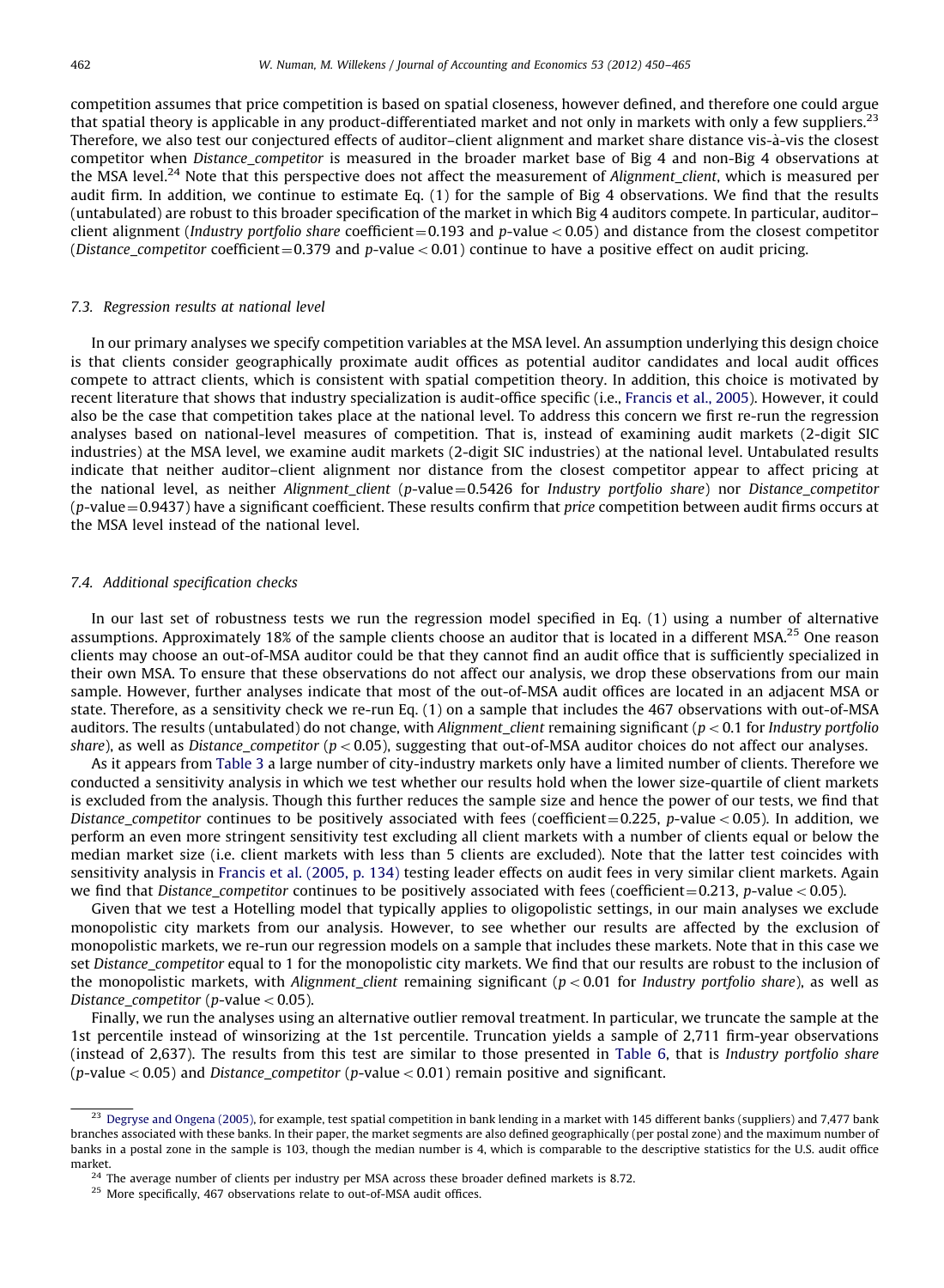competition assumes that price competition is based on spatial closeness, however defined, and therefore one could argue that spatial theory is applicable in any product-differentiated market and not only in markets with only a few suppliers.[23] Therefore, we also test our conjectured effects of auditor–client alignment and market share distance vis-à-vis the closest competitor when *Distance_competitor* is measured in the broader market base of Big 4 and non-Big 4 observations at the MSA level.[24] Note that this perspective does not affect the measurement of *Alignment_client*, which is measured per audit firm. In addition, we continue to estimate Eq. (1) for the sample of Big 4 observations. We find that the results (untabulated) are robust to this broader specification of the market in which Big 4 auditors compete. In particular, auditor–client alignment (*Industry portfolio share* coefficient = 0.193 and p-value $< 0.05$) and distance from the closest competitor (*Distance_competitor* coefficient = 0.379 and p-value $< 0.01$) continue to have a positive effect on audit pricing.

### 7.3. Regression results at national level

In our primary analyses we specify competition variables at the MSA level. An assumption underlying this design choice is that clients consider geographically proximate audit offices as potential auditor candidates and local audit offices compete to attract clients, which is consistent with spatial competition theory. In addition, this choice is motivated by recent literature that shows that industry specialization is audit-office specific (i.e., Francis et al., 2005). However, it could also be the case that competition takes place at the national level. To address this concern we first re-run the regression analyses based on national-level measures of competition. That is, instead of examining audit markets (2-digit SIC industries) at the MSA level, we examine audit markets (2-digit SIC industries) at the national level. Untabulated results indicate that neither auditor–client alignment nor distance from the closest competitor appear to affect pricing at the national level, as neither *Alignment_client* (p-value = 0.5426 for *Industry portfolio share*) nor *Distance_competitor* (p-value = 0.9437) have a significant coefficient. These results confirm that *price* competition between audit firms occurs at the MSA level instead of the national level.

### 7.4. Additional specification checks

In our last set of robustness tests we run the regression model specified in Eq. (1) using a number of alternative assumptions. Approximately 18% of the sample clients choose an auditor that is located in a different MSA.[25] One reason clients may choose an out-of-MSA auditor could be that they cannot find an audit office that is sufficiently specialized in their own MSA. To ensure that these observations do not affect our analysis, we drop these observations from our main sample. However, further analyses indicate that most of the out-of-MSA audit offices are located in an adjacent MSA or state. Therefore, as a sensitivity check we re-run Eq. (1) on a sample that includes the 467 observations with out-of-MSA auditors. The results (untabulated) do not change, with *Alignment_client* remaining significant ($p < 0.1$ for *Industry portfolio share*), as well as *Distance_competitor* ($p < 0.05$), suggesting that out-of-MSA auditor choices do not affect our analyses.

As it appears from Table 3 a large number of city-industry markets only have a limited number of clients. Therefore we conducted a sensitivity analysis in which we test whether our results hold when the lower size-quartile of client markets is excluded from the analysis. Though this further reduces the sample size and hence the power of our tests, we find that *Distance_competitor* continues to be positively associated with fees (coefficient = 0.225, p-value $< 0.05$). In addition, we perform an even more stringent sensitivity test excluding all client markets with a number of clients equal or below the median market size (i.e. client markets with less than 5 clients are excluded). Note that the latter test coincides with sensitivity analysis in Francis et al. (2005, p. 134) testing leader effects on audit fees in very similar client markets. Again we find that *Distance_competitor* continues to be positively associated with fees (coefficient = 0.213, p-value $< 0.05$).

Given that we test a Hotelling model that typically applies to oligopolistic settings, in our main analyses we exclude monopolistic city markets from our analysis. However, to see whether our results are affected by the exclusion of monopolistic markets, we re-run our regression models on a sample that includes these markets. Note that in this case we set *Distance_competitor* equal to 1 for the monopolistic city markets. We find that our results are robust to the inclusion of the monopolistic markets, with *Alignment_client* remaining significant ($p < 0.01$ for *Industry portfolio share*), as well as *Distance_competitor* (p-value $< 0.05$).

Finally, we run the analyses using an alternative outlier removal treatment. In particular, we truncate the sample at the 1st percentile instead of winsorizing at the 1st percentile. Truncation yields a sample of 2,711 firm-year observations (instead of 2,637). The results from this test are similar to those presented in Table 6, that is *Industry portfolio share* (p-value $< 0.05$) and *Distance_competitor* (p-value $< 0.01$) remain positive and significant.

---

[23] Degryse and Ongena (2005), for example, test spatial competition in bank lending in a market with 145 different banks (suppliers) and 7,477 bank branches associated with these banks. In their paper, the market segments are also defined geographically (per postal zone) and the maximum number of banks in a postal zone in the sample is 103, though the median number is 4, which is comparable to the descriptive statistics for the U.S. audit office market.

[24] The average number of clients per industry per MSA across these broader defined markets is 8.72.

[25] More specifically, 467 observations relate to out-of-MSA audit offices.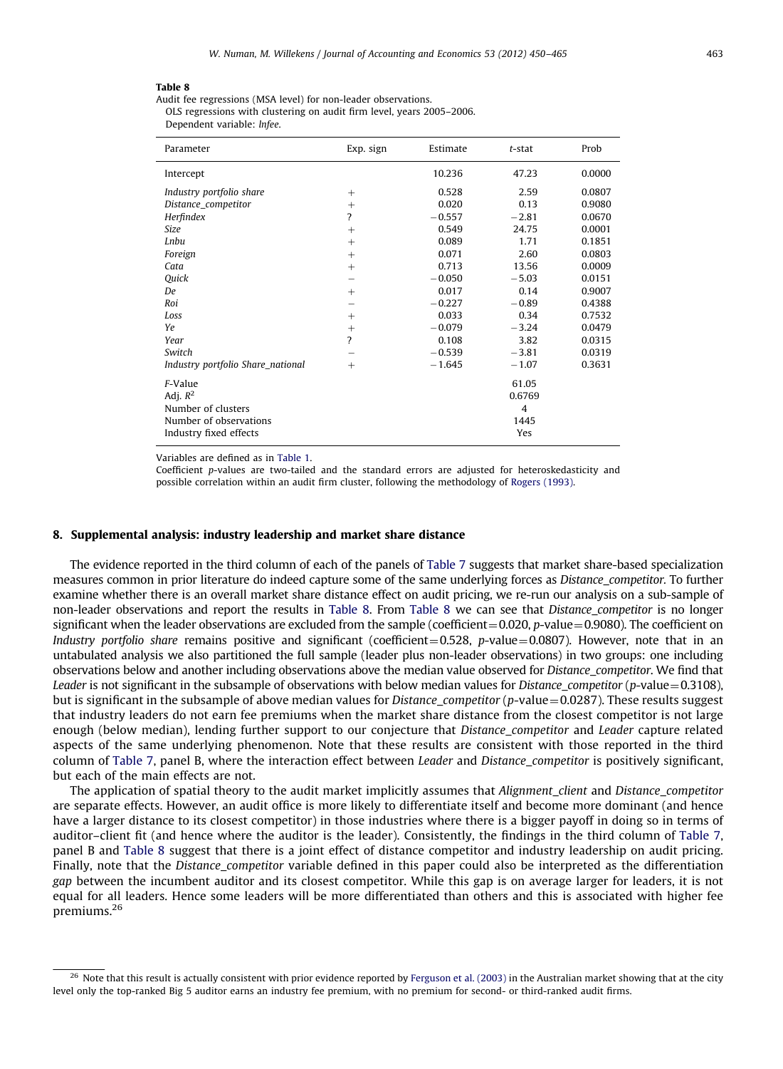**Table 8**
Audit fee regressions (MSA level) for non-leader observations.
OLS regressions with clustering on audit firm level, years 2005–2006.
Dependent variable: *lnfee*.

| Parameter | Exp. sign | Estimate | *t*-stat | Prob |
|---|---|---|---|---|
| Intercept | | 10.236 | 47.23 | 0.0000 |
| *Industry portfolio share* | + | 0.528 | 2.59 | 0.0807 |
| *Distance_competitor* | + | 0.020 | 0.13 | 0.9080 |
| *Herfindex* | ? | −0.557 | −2.81 | 0.0670 |
| *Size* | + | 0.549 | 24.75 | 0.0001 |
| *Lnbu* | + | 0.089 | 1.71 | 0.1851 |
| *Foreign* | + | 0.071 | 2.60 | 0.0803 |
| *Cata* | + | 0.713 | 13.56 | 0.0009 |
| *Quick* | − | −0.050 | −5.03 | 0.0151 |
| *De* | + | 0.017 | 0.14 | 0.9007 |
| *Roi* | − | −0.227 | −0.89 | 0.4388 |
| *Loss* | + | 0.033 | 0.34 | 0.7532 |
| *Ye* | + | −0.079 | −3.24 | 0.0479 |
| *Year* | ? | 0.108 | 3.82 | 0.0315 |
| *Switch* | − | −0.539 | −3.81 | 0.0319 |
| *Industry portfolio Share_national* | + | −1.645 | −1.07 | 0.3631 |
| *F*-Value | | | 61.05 | |
| Adj. $R^2$ | | | 0.6769 | |
| Number of clusters | | | 4 | |
| Number of observations | | | 1445 | |
| Industry fixed effects | | | Yes | |

Variables are defined as in Table 1.
Coefficient *p*-values are two-tailed and the standard errors are adjusted for heteroskedasticity and possible correlation within an audit firm cluster, following the methodology of Rogers (1993).

## 8. Supplemental analysis: industry leadership and market share distance

The evidence reported in the third column of each of the panels of Table 7 suggests that market share-based specialization measures common in prior literature do indeed capture some of the same underlying forces as *Distance_competitor*. To further examine whether there is an overall market share distance effect on audit pricing, we re-run our analysis on a sub-sample of non-leader observations and report the results in Table 8. From Table 8 we can see that *Distance_competitor* is no longer significant when the leader observations are excluded from the sample (coefficient = 0.020, *p*-value = 0.9080). The coefficient on *Industry portfolio share* remains positive and significant (coefficient = 0.528, *p*-value = 0.0807). However, note that in an untabulated analysis we also partitioned the full sample (leader plus non-leader observations) in two groups: one including observations below and another including observations above the median value observed for *Distance_competitor*. We find that *Leader* is not significant in the subsample of observations with below median values for *Distance_competitor* (*p*-value = 0.3108), but is significant in the subsample of above median values for *Distance_competitor* (*p*-value = 0.0287). These results suggest that industry leaders do not earn fee premiums when the market share distance from the closest competitor is not large enough (below median), lending further support to our conjecture that *Distance_competitor* and *Leader* capture related aspects of the same underlying phenomenon. Note that these results are consistent with those reported in the third column of Table 7, panel B, where the interaction effect between *Leader* and *Distance_competitor* is positively significant, but each of the main effects are not.

The application of spatial theory to the audit market implicitly assumes that *Alignment_client* and *Distance_competitor* are separate effects. However, an audit office is more likely to differentiate itself and become more dominant (and hence have a larger distance to its closest competitor) in those industries where there is a bigger payoff in doing so in terms of auditor–client fit (and hence where the auditor is the leader). Consistently, the findings in the third column of Table 7, panel B and Table 8 suggest that there is a joint effect of distance competitor and industry leadership on audit pricing. Finally, note that the *Distance_competitor* variable defined in this paper could also be interpreted as the differentiation *gap* between the incumbent auditor and its closest competitor. While this gap is on average larger for leaders, it is not equal for all leaders. Hence some leaders will be more differentiated than others and this is associated with higher fee premiums.[26]

[26] Note that this result is actually consistent with prior evidence reported by Ferguson et al. (2003) in the Australian market showing that at the city level only the top-ranked Big 5 auditor earns an industry fee premium, with no premium for second- or third-ranked audit firms.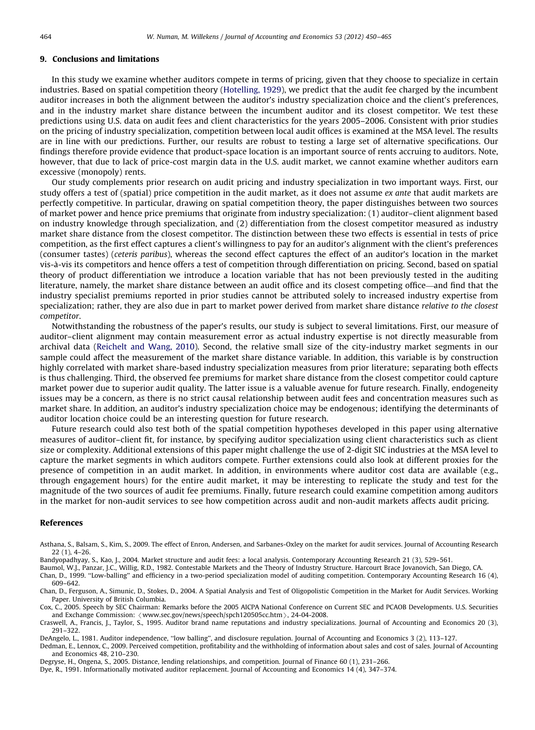## 9. Conclusions and limitations

In this study we examine whether auditors compete in terms of pricing, given that they choose to specialize in certain industries. Based on spatial competition theory (Hotelling, 1929), we predict that the audit fee charged by the incumbent auditor increases in both the alignment between the auditor's industry specialization choice and the client's preferences, and in the industry market share distance between the incumbent auditor and its closest competitor. We test these predictions using U.S. data on audit fees and client characteristics for the years 2005–2006. Consistent with prior studies on the pricing of industry specialization, competition between local audit offices is examined at the MSA level. The results are in line with our predictions. Further, our results are robust to testing a large set of alternative specifications. Our findings therefore provide evidence that product-space location is an important source of rents accruing to auditors. Note, however, that due to lack of price-cost margin data in the U.S. audit market, we cannot examine whether auditors earn excessive (monopoly) rents.

Our study complements prior research on audit pricing and industry specialization in two important ways. First, our study offers a test of (spatial) price competition in the audit market, as it does not assume *ex ante* that audit markets are perfectly competitive. In particular, drawing on spatial competition theory, the paper distinguishes between two sources of market power and hence price premiums that originate from industry specialization: (1) auditor–client alignment based on industry knowledge through specialization, and (2) differentiation from the closest competitor measured as industry market share distance from the closest competitor. The distinction between these two effects is essential in tests of price competition, as the first effect captures a client's willingness to pay for an auditor's alignment with the client's preferences (consumer tastes) (*ceteris paribus*), whereas the second effect captures the effect of an auditor's location in the market vis-à-vis its competitors and hence offers a test of competition through differentiation on pricing. Second, based on spatial theory of product differentiation we introduce a location variable that has not been previously tested in the auditing literature, namely, the market share distance between an audit office and its closest competing office—and find that the industry specialist premiums reported in prior studies cannot be attributed solely to increased industry expertise from specialization; rather, they are also due in part to market power derived from market share distance *relative to the closest competitor*.

Notwithstanding the robustness of the paper's results, our study is subject to several limitations. First, our measure of auditor–client alignment may contain measurement error as actual industry expertise is not directly measurable from archival data (Reichelt and Wang, 2010). Second, the relative small size of the city-industry market segments in our sample could affect the measurement of the market share distance variable. In addition, this variable is by construction highly correlated with market share-based industry specialization measures from prior literature; separating both effects is thus challenging. Third, the observed fee premiums for market share distance from the closest competitor could capture market power due to superior audit quality. The latter issue is a valuable avenue for future research. Finally, endogeneity issues may be a concern, as there is no strict causal relationship between audit fees and concentration measures such as market share. In addition, an auditor's industry specialization choice may be endogenous; identifying the determinants of auditor location choice could be an interesting question for future research.

Future research could also test both of the spatial competition hypotheses developed in this paper using alternative measures of auditor–client fit, for instance, by specifying auditor specialization using client characteristics such as client size or complexity. Additional extensions of this paper might challenge the use of 2-digit SIC industries at the MSA level to capture the market segments in which auditors compete. Further extensions could also look at different proxies for the presence of competition in an audit market. In addition, in environments where auditor cost data are available (e.g., through engagement hours) for the entire audit market, it may be interesting to replicate the study and test for the magnitude of the two sources of audit fee premiums. Finally, future research could examine competition among auditors in the market for non-audit services to see how competition across audit and non-audit markets affects audit pricing.

## References

Asthana, S., Balsam, S., Kim, S., 2009. The effect of Enron, Andersen, and Sarbanes-Oxley on the market for audit services. Journal of Accounting Research 22 (1), 4–26.

Bandyopadhyay, S., Kao, J., 2004. Market structure and audit fees: a local analysis. Contemporary Accounting Research 21 (3), 529–561.

Baumol, W.J., Panzar, J.C., Willig, R.D., 1982. Contestable Markets and the Theory of Industry Structure. Harcourt Brace Jovanovich, San Diego, CA.

Chan, D., 1999. ''Low-balling'' and efficiency in a two-period specialization model of auditing competition. Contemporary Accounting Research 16 (4), 609–642.

Chan, D., Ferguson, A., Simunic, D., Stokes, D., 2004. A Spatial Analysis and Test of Oligopolistic Competition in the Market for Audit Services. Working Paper. University of British Columbia.

Cox, C., 2005. Speech by SEC Chairman: Remarks before the 2005 AICPA National Conference on Current SEC and PCAOB Developments. U.S. Securities and Exchange Commission: ⟨www.sec.gov/news/speech/spch120505cc.htm⟩, 24-04-2008.

Craswell, A., Francis, J., Taylor, S., 1995. Auditor brand name reputations and industry specializations. Journal of Accounting and Economics 20 (3), 291–322.

DeAngelo, L., 1981. Auditor independence, ''low balling'', and disclosure regulation. Journal of Accounting and Economics 3 (2), 113–127.

Dedman, E., Lennox, C., 2009. Perceived competition, profitability and the withholding of information about sales and cost of sales. Journal of Accounting and Economics 48, 210–230.

Degryse, H., Ongena, S., 2005. Distance, lending relationships, and competition. Journal of Finance 60 (1), 231–266.

Dye, R., 1991. Informationally motivated auditor replacement. Journal of Accounting and Economics 14 (4), 347–374.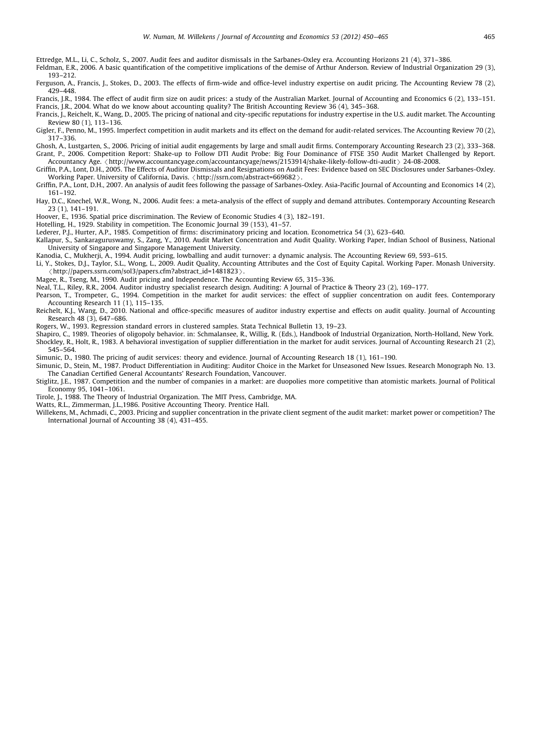Ettredge, M.L., Li, C., Scholz, S., 2007. Audit fees and auditor dismissals in the Sarbanes-Oxley era. Accounting Horizons 21 (4), 371–386.

Feldman, E.R., 2006. A basic quantification of the competitive implications of the demise of Arthur Anderson. Review of Industrial Organization 29 (3), 193–212.

Ferguson, A., Francis, J., Stokes, D., 2003. The effects of firm-wide and office-level industry expertise on audit pricing. The Accounting Review 78 (2), 429–448.

Francis, J.R., 1984. The effect of audit firm size on audit prices: a study of the Australian Market. Journal of Accounting and Economics 6 (2), 133–151.

Francis, J.R., 2004. What do we know about accounting quality? The British Accounting Review 36 (4), 345–368.

Francis, J., Reichelt, K., Wang, D., 2005. The pricing of national and city-specific reputations for industry expertise in the U.S. audit market. The Accounting Review 80 (1), 113–136.

Gigler, F., Penno, M., 1995. Imperfect competition in audit markets and its effect on the demand for audit-related services. The Accounting Review 70 (2), 317–336.

Ghosh, A., Lustgarten, S., 2006. Pricing of initial audit engagements by large and small audit firms. Contemporary Accounting Research 23 (2), 333–368.

Grant, P., 2006. Competition Report: Shake-up to Follow DTI Audit Probe: Big Four Dominance of FTSE 350 Audit Market Challenged by Report. Accountancy Age. ⟨http://www.accountancyage.com/accountancyage/news/2153914/shake-likely-follow-dti-audit⟩ 24-08-2008.

Griffin, P.A., Lont, D.H., 2005. The Effects of Auditor Dismissals and Resignations on Audit Fees: Evidence based on SEC Disclosures under Sarbanes-Oxley. Working Paper. University of California, Davis. ⟨http://ssrn.com/abstract=669682⟩.

Griffin, P.A., Lont, D.H., 2007. An analysis of audit fees following the passage of Sarbanes-Oxley. Asia-Pacific Journal of Accounting and Economics 14 (2), 161–192.

Hay, D.C., Knechel, W.R., Wong, N., 2006. Audit fees: a meta-analysis of the effect of supply and demand attributes. Contemporary Accounting Research 23 (1), 141–191.

Hoover, E., 1936. Spatial price discrimination. The Review of Economic Studies 4 (3), 182–191.

Hotelling, H., 1929. Stability in competition. The Economic Journal 39 (153), 41–57.

Lederer, P.J., Hurter, A.P., 1985. Competition of firms: discriminatory pricing and location. Econometrica 54 (3), 623–640.

Kallapur, S., Sankaraguruswamy, S., Zang, Y., 2010. Audit Market Concentration and Audit Quality. Working Paper, Indian School of Business, National University of Singapore and Singapore Management University.

Kanodia, C., Mukherji, A., 1994. Audit pricing, lowballing and audit turnover: a dynamic analysis. The Accounting Review 69, 593–615.

Li, Y., Stokes, D.J., Taylor, S.L., Wong, L., 2009. Audit Quality, Accounting Attributes and the Cost of Equity Capital. Working Paper. Monash University. ⟨http://papers.ssrn.com/sol3/papers.cfm?abstract_id=1481823⟩.

Magee, R., Tseng, M., 1990. Audit pricing and Independence. The Accounting Review 65, 315–336.

Neal, T.L., Riley, R.R., 2004. Auditor industry specialist research design. Auditing: A Journal of Practice & Theory 23 (2), 169–177.

Pearson, T., Trompeter, G., 1994. Competition in the market for audit services: the effect of supplier concentration on audit fees. Contemporary Accounting Research 11 (1), 115–135.

Reichelt, K.J., Wang, D., 2010. National and office-specific measures of auditor industry expertise and effects on audit quality. Journal of Accounting Research 48 (3), 647–686.

Rogers, W., 1993. Regression standard errors in clustered samples. Stata Technical Bulletin 13, 19–23.

Shapiro, C., 1989. Theories of oligopoly behavior. in: Schmalansee, R., Willig, R. (Eds.), Handbook of Industrial Organization, North-Holland, New York.

Shockley, R., Holt, R., 1983. A behavioral investigation of supplier differentiation in the market for audit services. Journal of Accounting Research 21 (2), 545–564.

Simunic, D., 1980. The pricing of audit services: theory and evidence. Journal of Accounting Research 18 (1), 161–190.

Simunic, D., Stein, M., 1987. Product Differentiation in Auditing: Auditor Choice in the Market for Unseasoned New Issues. Research Monograph No. 13. The Canadian Certified General Accountants' Research Foundation, Vancouver.

Stiglitz, J.E., 1987. Competition and the number of companies in a market: are duopolies more competitive than atomistic markets. Journal of Political Economy 95, 1041–1061.

Tirole, J., 1988. The Theory of Industrial Organization. The MIT Press, Cambridge, MA.

Watts, R.L., Zimmerman, J.L.,1986. Positive Accounting Theory. Prentice Hall.

Willekens, M., Achmadi, C., 2003. Pricing and supplier concentration in the private client segment of the audit market: market power or competition? The International Journal of Accounting 38 (4), 431–455.